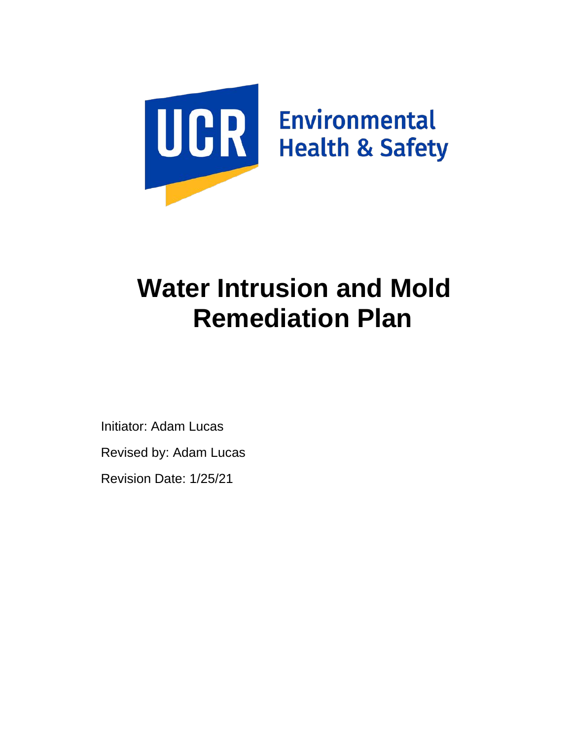UCR Environmental Health & Safety

# Water Intrusion and Mold Remediation Plan

Initiator: Adam Lucas

Revised by: Adam Lucas

Revision Date: 1/25/21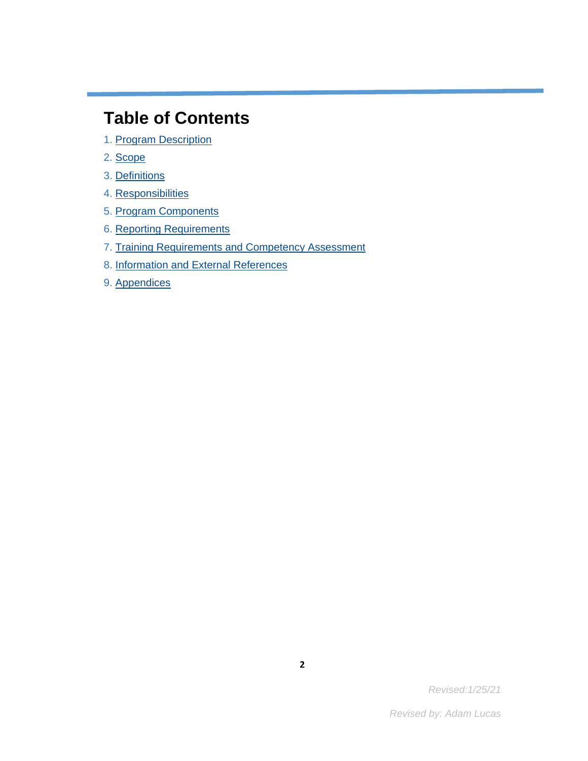# Table of Contents

1. Program Description
2. Scope
3. Definitions
4. Responsibilities
5. Program Components
6. Reporting Requirements
7. Training Requirements and Competency Assessment
8. Information and External References
9. Appendices

*Revised:1/25/21*

*Revised by: Adam Lucas*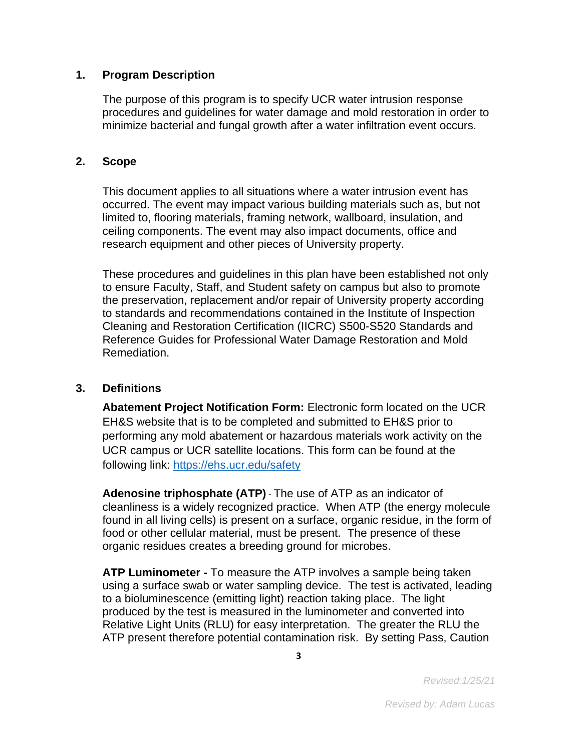## 1. Program Description

The purpose of this program is to specify UCR water intrusion response procedures and guidelines for water damage and mold restoration in order to minimize bacterial and fungal growth after a water infiltration event occurs.

## 2. Scope

This document applies to all situations where a water intrusion event has occurred. The event may impact various building materials such as, but not limited to, flooring materials, framing network, wallboard, insulation, and ceiling components. The event may also impact documents, office and research equipment and other pieces of University property.

These procedures and guidelines in this plan have been established not only to ensure Faculty, Staff, and Student safety on campus but also to promote the preservation, replacement and/or repair of University property according to standards and recommendations contained in the Institute of Inspection Cleaning and Restoration Certification (IICRC) S500-S520 Standards and Reference Guides for Professional Water Damage Restoration and Mold Remediation.

## 3. Definitions

**Abatement Project Notification Form:** Electronic form located on the UCR EH&S website that is to be completed and submitted to EH&S prior to performing any mold abatement or hazardous materials work activity on the UCR campus or UCR satellite locations. This form can be found at the following link: [https://ehs.ucr.edu/safety](https://ehs.ucr.edu/safety)

**Adenosine triphosphate (ATP)** - The use of ATP as an indicator of cleanliness is a widely recognized practice. When ATP (the energy molecule found in all living cells) is present on a surface, organic residue, in the form of food or other cellular material, must be present. The presence of these organic residues creates a breeding ground for microbes.

**ATP Luminometer -** To measure the ATP involves a sample being taken using a surface swab or water sampling device. The test is activated, leading to a bioluminescence (emitting light) reaction taking place. The light produced by the test is measured in the luminometer and converted into Relative Light Units (RLU) for easy interpretation. The greater the RLU the ATP present therefore potential contamination risk. By setting Pass, Caution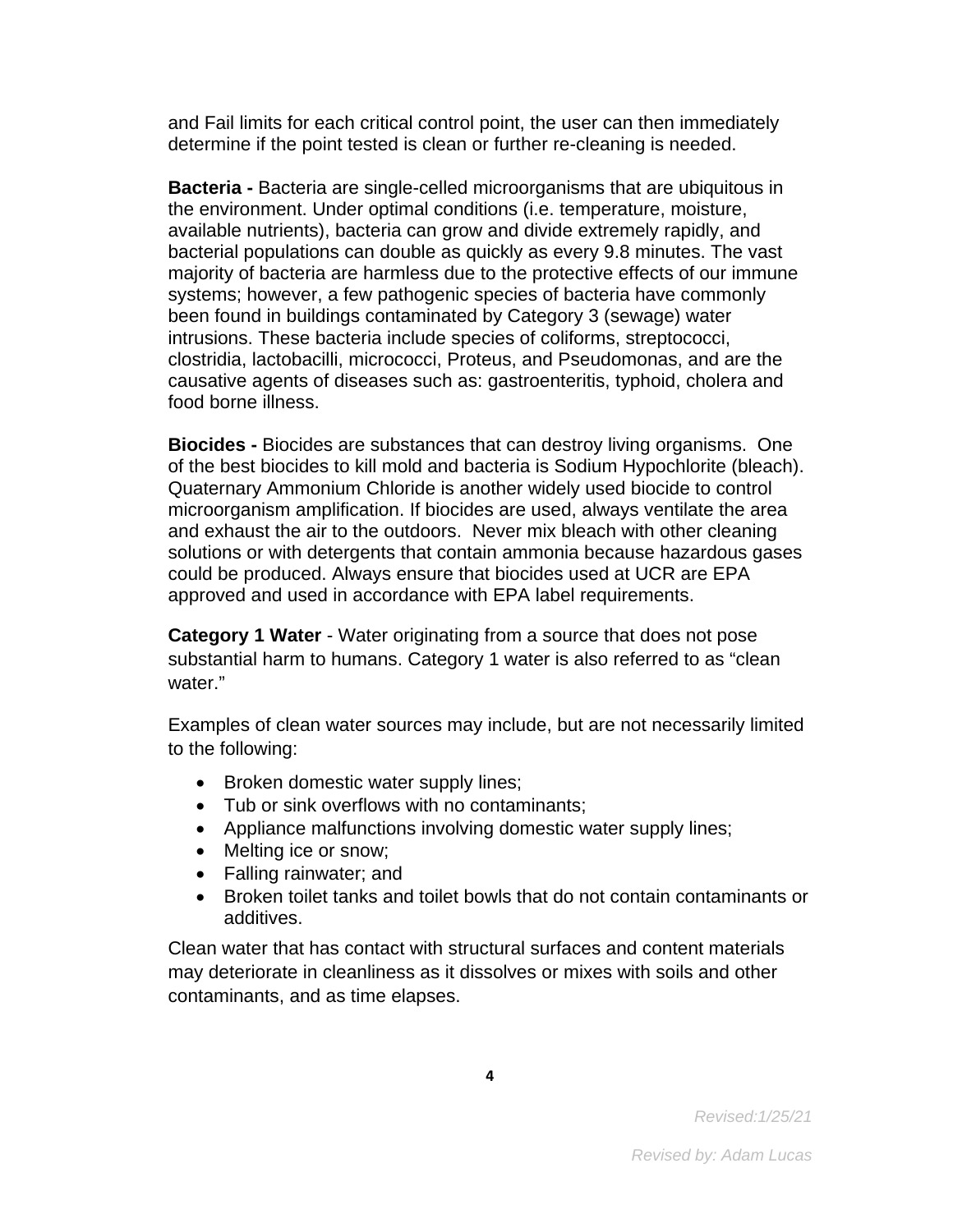and Fail limits for each critical control point, the user can then immediately determine if the point tested is clean or further re-cleaning is needed.

**Bacteria -** Bacteria are single-celled microorganisms that are ubiquitous in the environment. Under optimal conditions (i.e. temperature, moisture, available nutrients), bacteria can grow and divide extremely rapidly, and bacterial populations can double as quickly as every 9.8 minutes. The vast majority of bacteria are harmless due to the protective effects of our immune systems; however, a few pathogenic species of bacteria have commonly been found in buildings contaminated by Category 3 (sewage) water intrusions. These bacteria include species of coliforms, streptococci, clostridia, lactobacilli, micrococci, Proteus, and Pseudomonas, and are the causative agents of diseases such as: gastroenteritis, typhoid, cholera and food borne illness.

**Biocides -** Biocides are substances that can destroy living organisms. One of the best biocides to kill mold and bacteria is Sodium Hypochlorite (bleach). Quaternary Ammonium Chloride is another widely used biocide to control microorganism amplification. If biocides are used, always ventilate the area and exhaust the air to the outdoors. Never mix bleach with other cleaning solutions or with detergents that contain ammonia because hazardous gases could be produced. Always ensure that biocides used at UCR are EPA approved and used in accordance with EPA label requirements.

**Category 1 Water** - Water originating from a source that does not pose substantial harm to humans. Category 1 water is also referred to as "clean water."

Examples of clean water sources may include, but are not necessarily limited to the following:

- Broken domestic water supply lines;
- Tub or sink overflows with no contaminants;
- Appliance malfunctions involving domestic water supply lines;
- Melting ice or snow;
- Falling rainwater; and
- Broken toilet tanks and toilet bowls that do not contain contaminants or additives.

Clean water that has contact with structural surfaces and content materials may deteriorate in cleanliness as it dissolves or mixes with soils and other contaminants, and as time elapses.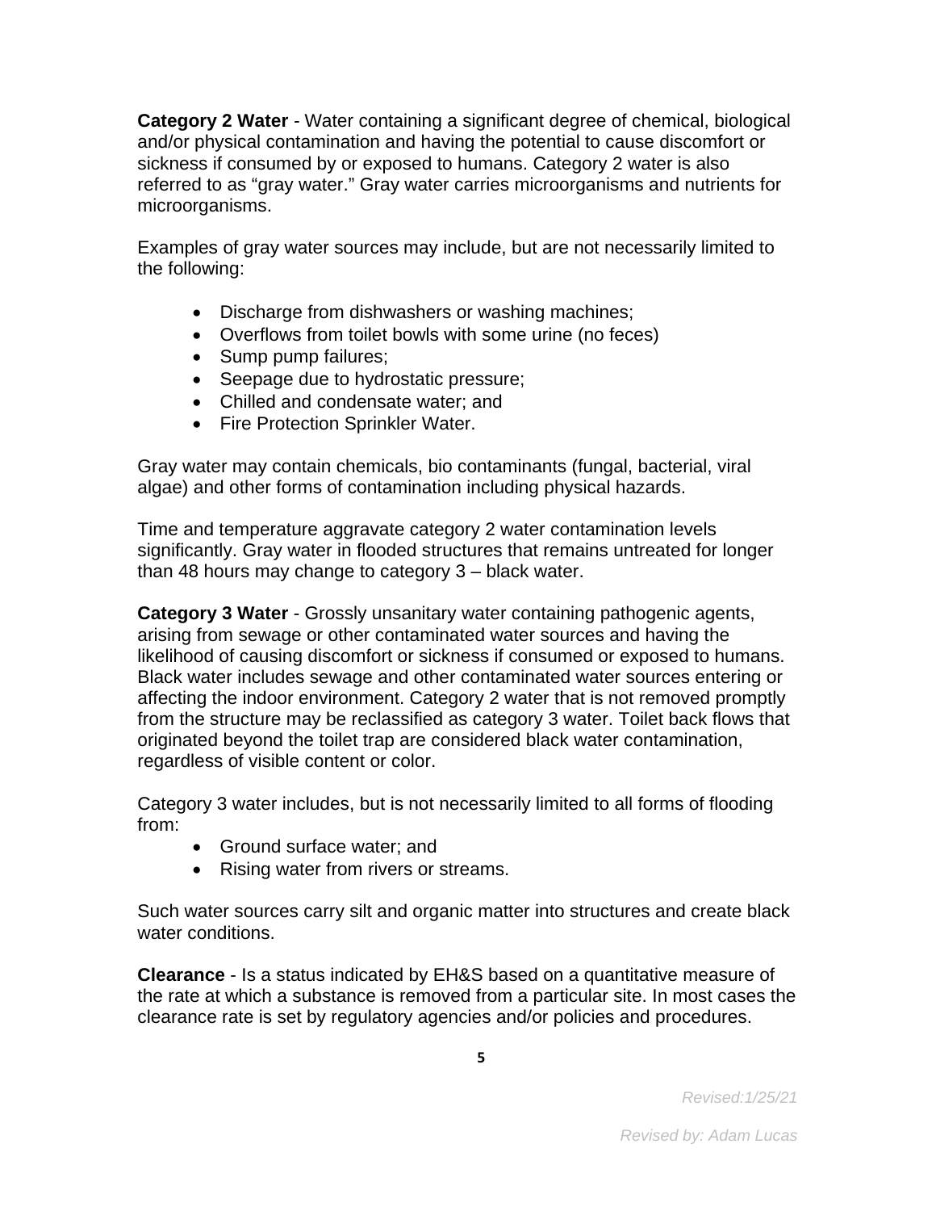**Category 2 Water** - Water containing a significant degree of chemical, biological and/or physical contamination and having the potential to cause discomfort or sickness if consumed by or exposed to humans. Category 2 water is also referred to as "gray water." Gray water carries microorganisms and nutrients for microorganisms.

Examples of gray water sources may include, but are not necessarily limited to the following:

- Discharge from dishwashers or washing machines;
- Overflows from toilet bowls with some urine (no feces)
- Sump pump failures;
- Seepage due to hydrostatic pressure;
- Chilled and condensate water; and
- Fire Protection Sprinkler Water.

Gray water may contain chemicals, bio contaminants (fungal, bacterial, viral algae) and other forms of contamination including physical hazards.

Time and temperature aggravate category 2 water contamination levels significantly. Gray water in flooded structures that remains untreated for longer than 48 hours may change to category 3 – black water.

**Category 3 Water** - Grossly unsanitary water containing pathogenic agents, arising from sewage or other contaminated water sources and having the likelihood of causing discomfort or sickness if consumed or exposed to humans. Black water includes sewage and other contaminated water sources entering or affecting the indoor environment. Category 2 water that is not removed promptly from the structure may be reclassified as category 3 water. Toilet back flows that originated beyond the toilet trap are considered black water contamination, regardless of visible content or color.

Category 3 water includes, but is not necessarily limited to all forms of flooding from:

- Ground surface water; and
- Rising water from rivers or streams.

Such water sources carry silt and organic matter into structures and create black water conditions.

**Clearance** - Is a status indicated by EH&S based on a quantitative measure of the rate at which a substance is removed from a particular site. In most cases the clearance rate is set by regulatory agencies and/or policies and procedures.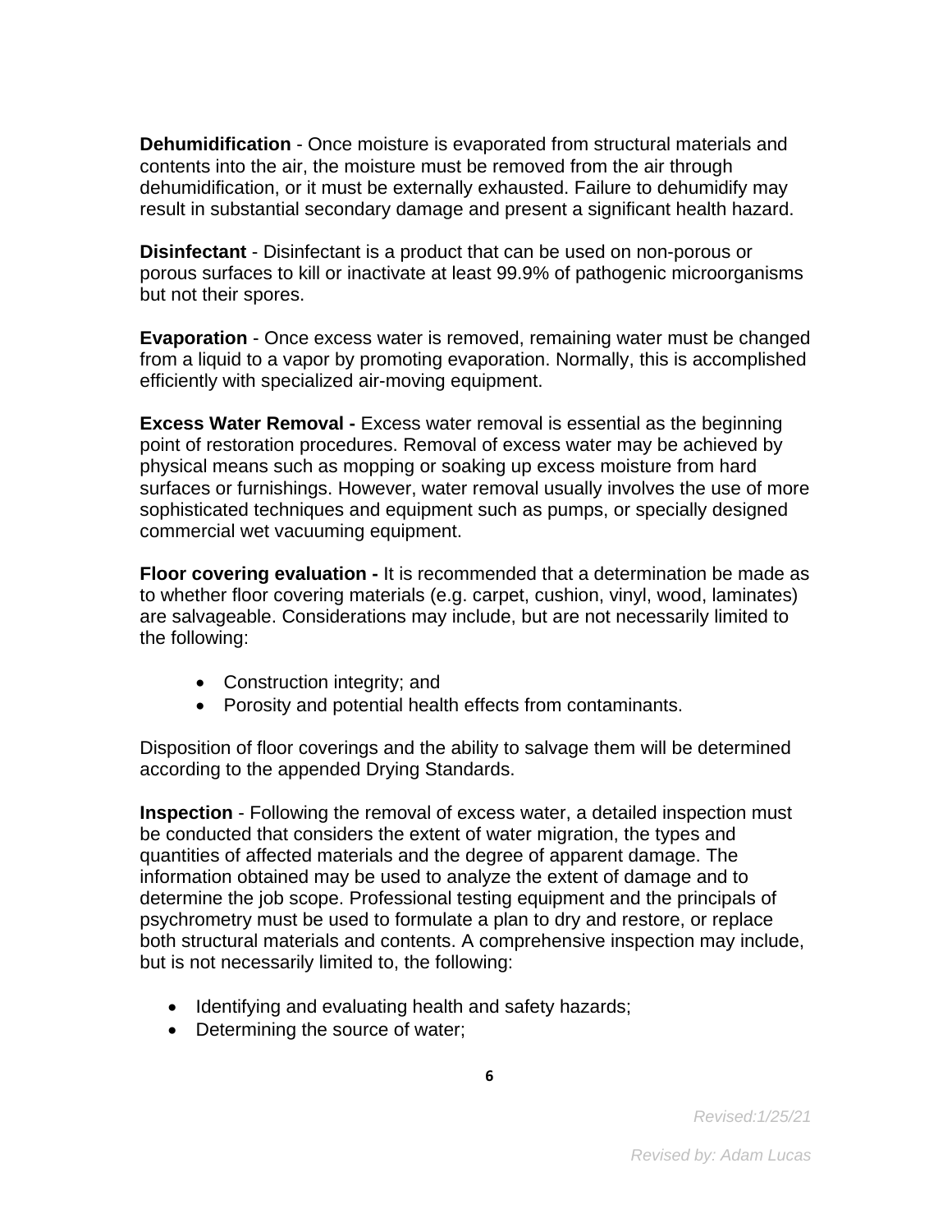**Dehumidification** - Once moisture is evaporated from structural materials and contents into the air, the moisture must be removed from the air through dehumidification, or it must be externally exhausted. Failure to dehumidify may result in substantial secondary damage and present a significant health hazard.

**Disinfectant** - Disinfectant is a product that can be used on non-porous or porous surfaces to kill or inactivate at least 99.9% of pathogenic microorganisms but not their spores.

**Evaporation** - Once excess water is removed, remaining water must be changed from a liquid to a vapor by promoting evaporation. Normally, this is accomplished efficiently with specialized air-moving equipment.

**Excess Water Removal -** Excess water removal is essential as the beginning point of restoration procedures. Removal of excess water may be achieved by physical means such as mopping or soaking up excess moisture from hard surfaces or furnishings. However, water removal usually involves the use of more sophisticated techniques and equipment such as pumps, or specially designed commercial wet vacuuming equipment.

**Floor covering evaluation -** It is recommended that a determination be made as to whether floor covering materials (e.g. carpet, cushion, vinyl, wood, laminates) are salvageable. Considerations may include, but are not necessarily limited to the following:

- Construction integrity; and
- Porosity and potential health effects from contaminants.

Disposition of floor coverings and the ability to salvage them will be determined according to the appended Drying Standards.

**Inspection** - Following the removal of excess water, a detailed inspection must be conducted that considers the extent of water migration, the types and quantities of affected materials and the degree of apparent damage. The information obtained may be used to analyze the extent of damage and to determine the job scope. Professional testing equipment and the principals of psychrometry must be used to formulate a plan to dry and restore, or replace both structural materials and contents. A comprehensive inspection may include, but is not necessarily limited to, the following:

- Identifying and evaluating health and safety hazards;
- Determining the source of water;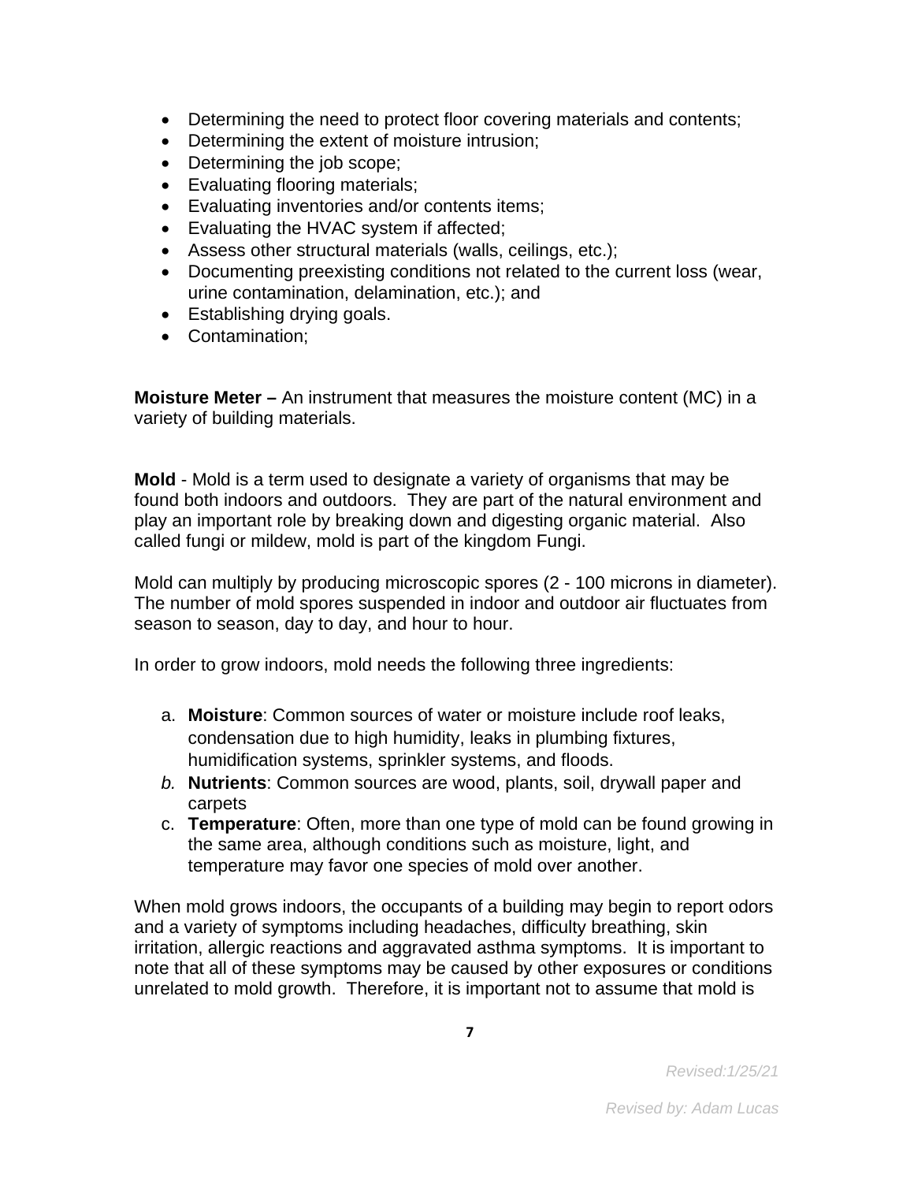- Determining the need to protect floor covering materials and contents;
- Determining the extent of moisture intrusion;
- Determining the job scope;
- Evaluating flooring materials;
- Evaluating inventories and/or contents items;
- Evaluating the HVAC system if affected;
- Assess other structural materials (walls, ceilings, etc.);
- Documenting preexisting conditions not related to the current loss (wear, urine contamination, delamination, etc.); and
- Establishing drying goals.
- Contamination;

**Moisture Meter –** An instrument that measures the moisture content (MC) in a variety of building materials.

**Mold** - Mold is a term used to designate a variety of organisms that may be found both indoors and outdoors. They are part of the natural environment and play an important role by breaking down and digesting organic material. Also called fungi or mildew, mold is part of the kingdom Fungi.

Mold can multiply by producing microscopic spores (2 - 100 microns in diameter). The number of mold spores suspended in indoor and outdoor air fluctuates from season to season, day to day, and hour to hour.

In order to grow indoors, mold needs the following three ingredients:

a. **Moisture**: Common sources of water or moisture include roof leaks, condensation due to high humidity, leaks in plumbing fixtures, humidification systems, sprinkler systems, and floods.
b. **Nutrients**: Common sources are wood, plants, soil, drywall paper and carpets
c. **Temperature**: Often, more than one type of mold can be found growing in the same area, although conditions such as moisture, light, and temperature may favor one species of mold over another.

When mold grows indoors, the occupants of a building may begin to report odors and a variety of symptoms including headaches, difficulty breathing, skin irritation, allergic reactions and aggravated asthma symptoms. It is important to note that all of these symptoms may be caused by other exposures or conditions unrelated to mold growth. Therefore, it is important not to assume that mold is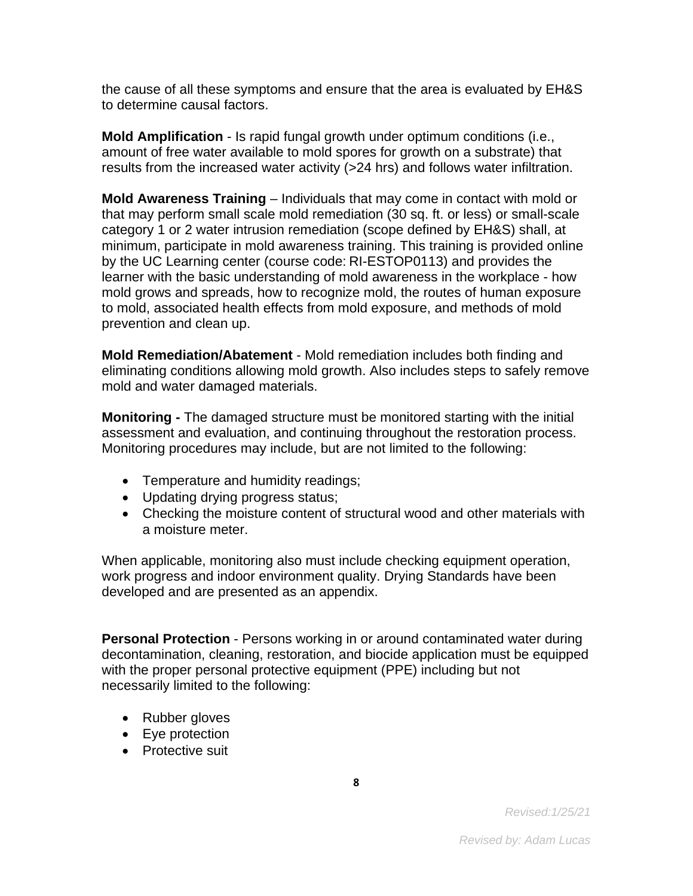the cause of all these symptoms and ensure that the area is evaluated by EH&S to determine causal factors.

**Mold Amplification** - Is rapid fungal growth under optimum conditions (i.e., amount of free water available to mold spores for growth on a substrate) that results from the increased water activity (>24 hrs) and follows water infiltration.

**Mold Awareness Training** – Individuals that may come in contact with mold or that may perform small scale mold remediation (30 sq. ft. or less) or small-scale category 1 or 2 water intrusion remediation (scope defined by EH&S) shall, at minimum, participate in mold awareness training. This training is provided online by the UC Learning center (course code: RI-ESTOP0113) and provides the learner with the basic understanding of mold awareness in the workplace - how mold grows and spreads, how to recognize mold, the routes of human exposure to mold, associated health effects from mold exposure, and methods of mold prevention and clean up.

**Mold Remediation/Abatement** - Mold remediation includes both finding and eliminating conditions allowing mold growth. Also includes steps to safely remove mold and water damaged materials.

**Monitoring -** The damaged structure must be monitored starting with the initial assessment and evaluation, and continuing throughout the restoration process. Monitoring procedures may include, but are not limited to the following:

- Temperature and humidity readings;
- Updating drying progress status;
- Checking the moisture content of structural wood and other materials with a moisture meter.

When applicable, monitoring also must include checking equipment operation, work progress and indoor environment quality. Drying Standards have been developed and are presented as an appendix.

**Personal Protection** - Persons working in or around contaminated water during decontamination, cleaning, restoration, and biocide application must be equipped with the proper personal protective equipment (PPE) including but not necessarily limited to the following:

- Rubber gloves
- Eye protection
- Protective suit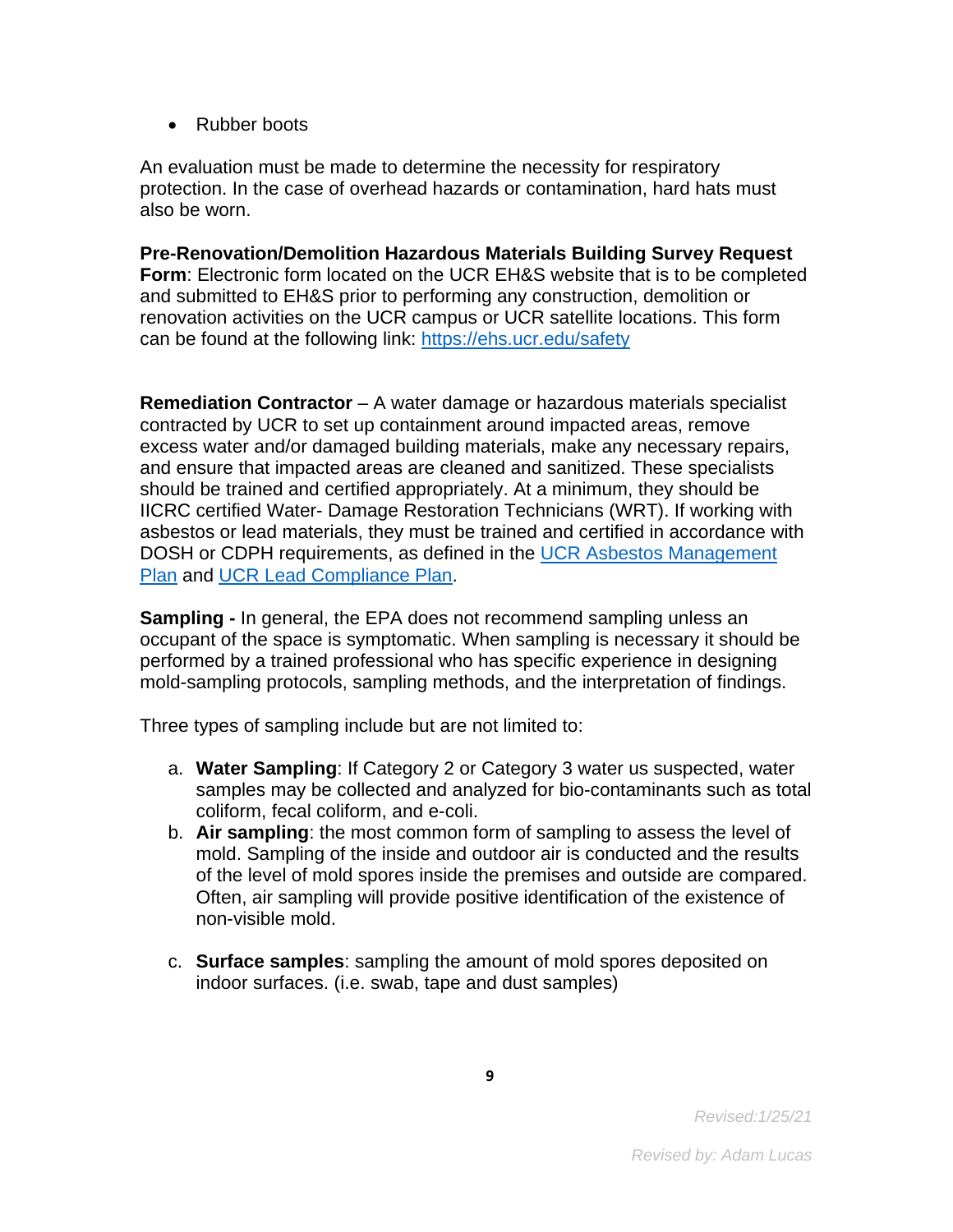- Rubber boots

An evaluation must be made to determine the necessity for respiratory protection. In the case of overhead hazards or contamination, hard hats must also be worn.

**Pre-Renovation/Demolition Hazardous Materials Building Survey Request Form**: Electronic form located on the UCR EH&S website that is to be completed and submitted to EH&S prior to performing any construction, demolition or renovation activities on the UCR campus or UCR satellite locations. This form can be found at the following link: [https://ehs.ucr.edu/safety](https://ehs.ucr.edu/safety)

**Remediation Contractor** – A water damage or hazardous materials specialist contracted by UCR to set up containment around impacted areas, remove excess water and/or damaged building materials, make any necessary repairs, and ensure that impacted areas are cleaned and sanitized. These specialists should be trained and certified appropriately. At a minimum, they should be IICRC certified Water- Damage Restoration Technicians (WRT). If working with asbestos or lead materials, they must be trained and certified in accordance with DOSH or CDPH requirements, as defined in the UCR Asbestos Management Plan and UCR Lead Compliance Plan.

**Sampling -** In general, the EPA does not recommend sampling unless an occupant of the space is symptomatic. When sampling is necessary it should be performed by a trained professional who has specific experience in designing mold-sampling protocols, sampling methods, and the interpretation of findings.

Three types of sampling include but are not limited to:

a. **Water Sampling**: If Category 2 or Category 3 water us suspected, water samples may be collected and analyzed for bio-contaminants such as total coliform, fecal coliform, and e-coli.
b. **Air sampling**: the most common form of sampling to assess the level of mold. Sampling of the inside and outdoor air is conducted and the results of the level of mold spores inside the premises and outside are compared. Often, air sampling will provide positive identification of the existence of non-visible mold.
c. **Surface samples**: sampling the amount of mold spores deposited on indoor surfaces. (i.e. swab, tape and dust samples)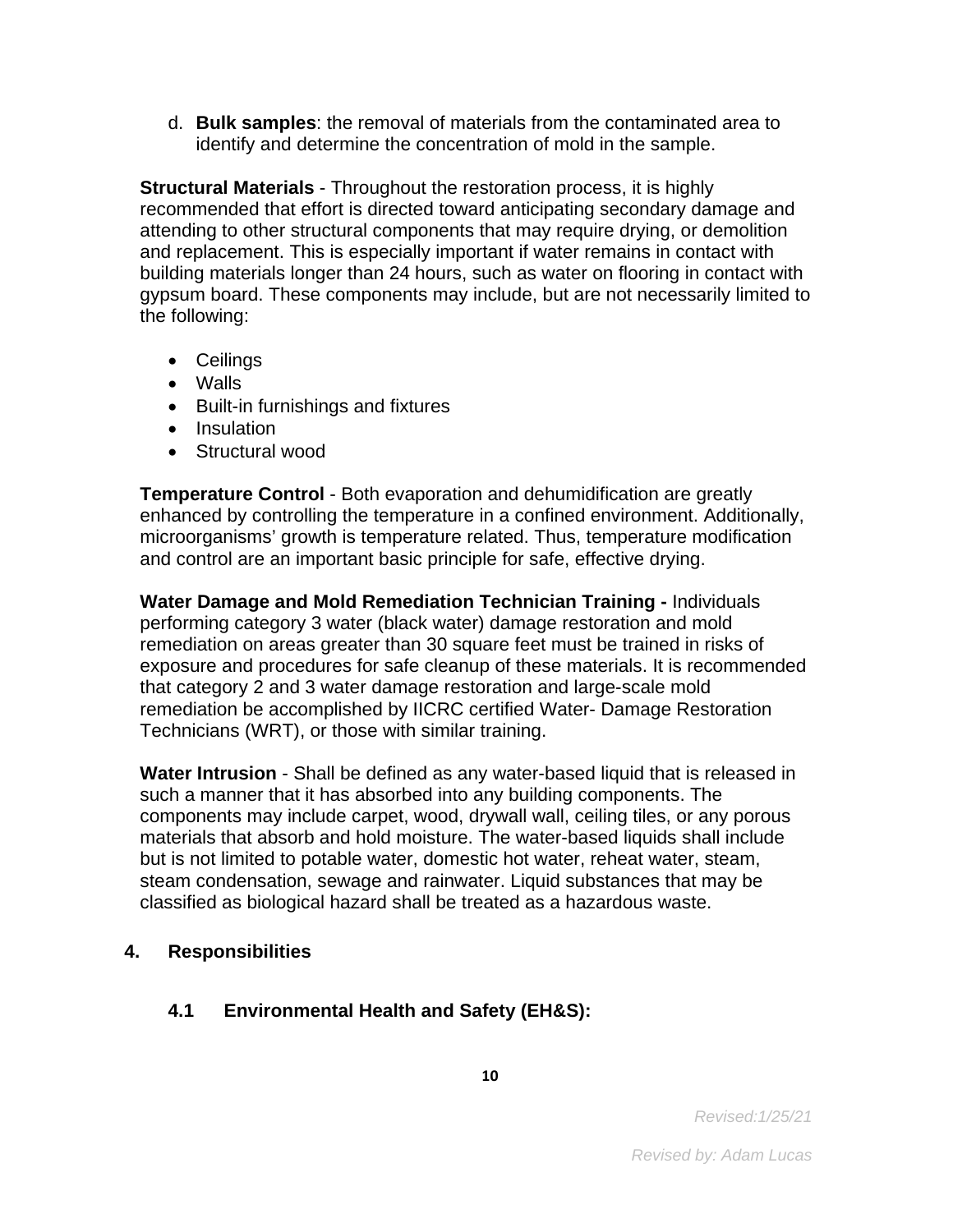d. **Bulk samples**: the removal of materials from the contaminated area to identify and determine the concentration of mold in the sample.

**Structural Materials** - Throughout the restoration process, it is highly recommended that effort is directed toward anticipating secondary damage and attending to other structural components that may require drying, or demolition and replacement. This is especially important if water remains in contact with building materials longer than 24 hours, such as water on flooring in contact with gypsum board. These components may include, but are not necessarily limited to the following:

- Ceilings
- Walls
- Built-in furnishings and fixtures
- Insulation
- Structural wood

**Temperature Control** - Both evaporation and dehumidification are greatly enhanced by controlling the temperature in a confined environment. Additionally, microorganisms' growth is temperature related. Thus, temperature modification and control are an important basic principle for safe, effective drying.

**Water Damage and Mold Remediation Technician Training -** Individuals performing category 3 water (black water) damage restoration and mold remediation on areas greater than 30 square feet must be trained in risks of exposure and procedures for safe cleanup of these materials. It is recommended that category 2 and 3 water damage restoration and large-scale mold remediation be accomplished by IICRC certified Water- Damage Restoration Technicians (WRT), or those with similar training.

**Water Intrusion** - Shall be defined as any water-based liquid that is released in such a manner that it has absorbed into any building components. The components may include carpet, wood, drywall wall, ceiling tiles, or any porous materials that absorb and hold moisture. The water-based liquids shall include but is not limited to potable water, domestic hot water, reheat water, steam, steam condensation, sewage and rainwater. Liquid substances that may be classified as biological hazard shall be treated as a hazardous waste.

## 4. Responsibilities

### 4.1 Environmental Health and Safety (EH&S):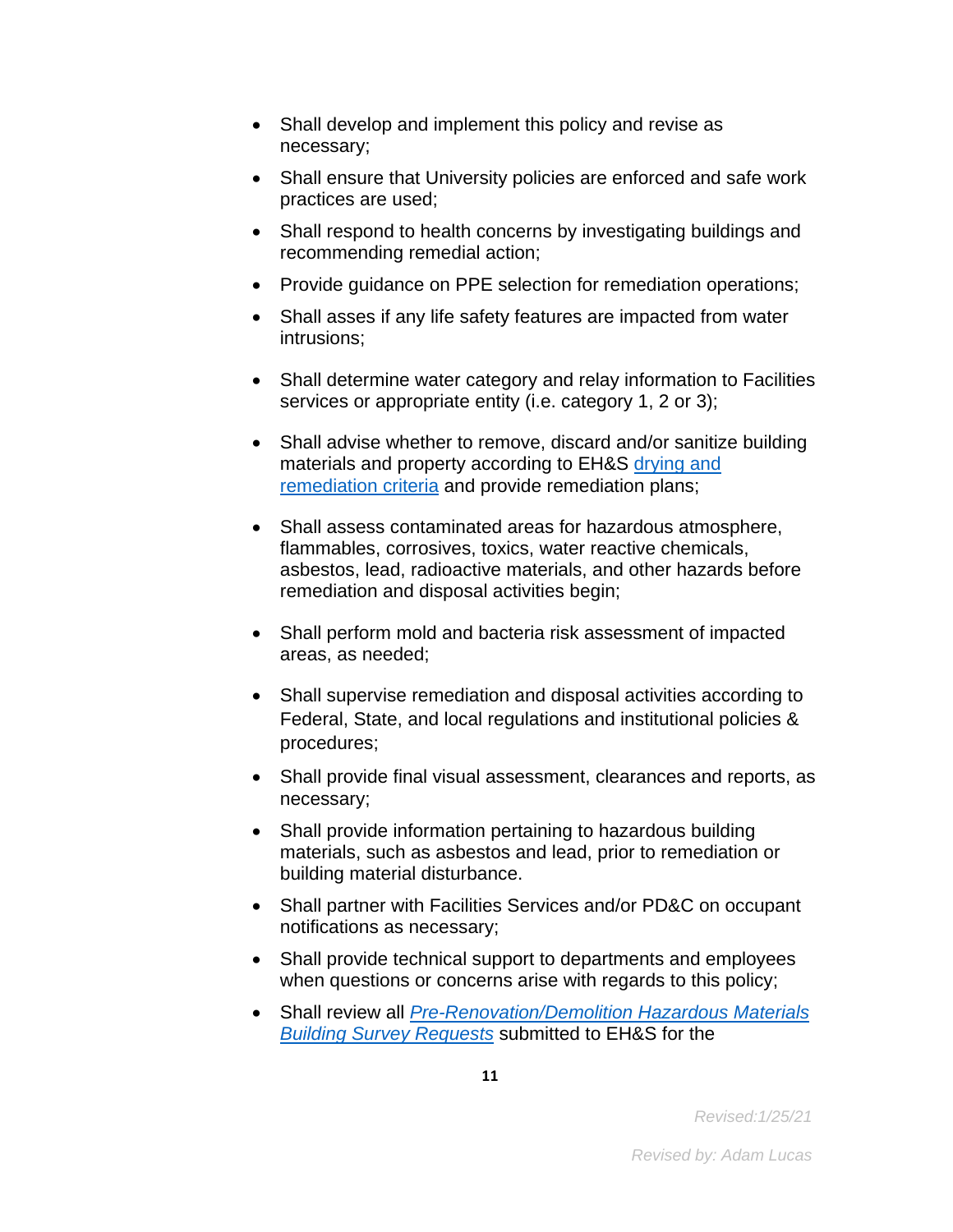- Shall develop and implement this policy and revise as necessary;
- Shall ensure that University policies are enforced and safe work practices are used;
- Shall respond to health concerns by investigating buildings and recommending remedial action;
- Provide guidance on PPE selection for remediation operations;
- Shall asses if any life safety features are impacted from water intrusions;
- Shall determine water category and relay information to Facilities services or appropriate entity (i.e. category 1, 2 or 3);
- Shall advise whether to remove, discard and/or sanitize building materials and property according to EH&S drying and remediation criteria and provide remediation plans;
- Shall assess contaminated areas for hazardous atmosphere, flammables, corrosives, toxics, water reactive chemicals, asbestos, lead, radioactive materials, and other hazards before remediation and disposal activities begin;
- Shall perform mold and bacteria risk assessment of impacted areas, as needed;
- Shall supervise remediation and disposal activities according to Federal, State, and local regulations and institutional policies & procedures;
- Shall provide final visual assessment, clearances and reports, as necessary;
- Shall provide information pertaining to hazardous building materials, such as asbestos and lead, prior to remediation or building material disturbance.
- Shall partner with Facilities Services and/or PD&C on occupant notifications as necessary;
- Shall provide technical support to departments and employees when questions or concerns arise with regards to this policy;
- Shall review all *Pre-Renovation/Demolition Hazardous Materials Building Survey Requests* submitted to EH&S for the

Revised:1/25/21

Revised by: Adam Lucas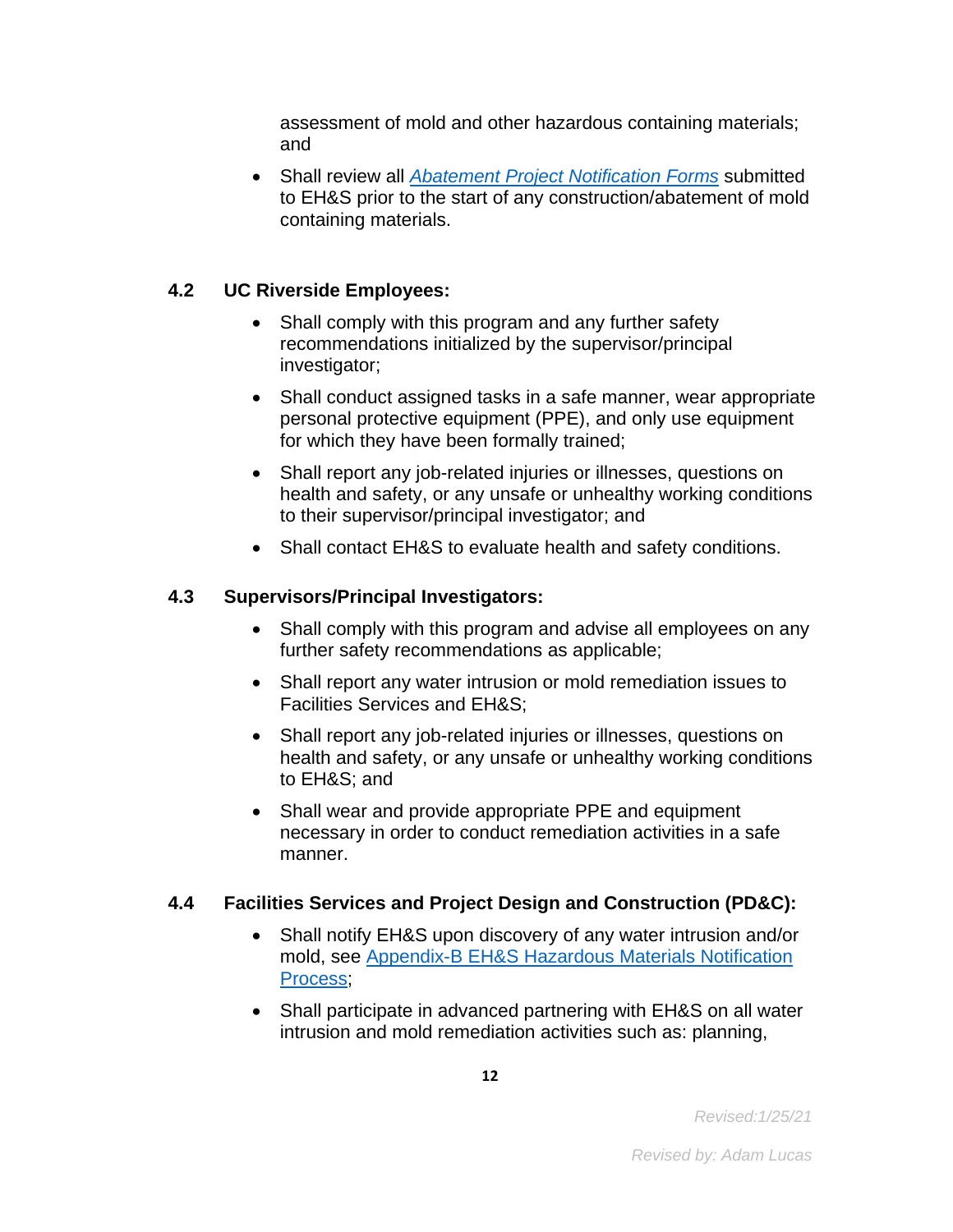assessment of mold and other hazardous containing materials; and

- Shall review all *Abatement Project Notification Forms* submitted to EH&S prior to the start of any construction/abatement of mold containing materials.

### 4.2 UC Riverside Employees:

- Shall comply with this program and any further safety recommendations initialized by the supervisor/principal investigator;
- Shall conduct assigned tasks in a safe manner, wear appropriate personal protective equipment (PPE), and only use equipment for which they have been formally trained;
- Shall report any job-related injuries or illnesses, questions on health and safety, or any unsafe or unhealthy working conditions to their supervisor/principal investigator; and
- Shall contact EH&S to evaluate health and safety conditions.

### 4.3 Supervisors/Principal Investigators:

- Shall comply with this program and advise all employees on any further safety recommendations as applicable;
- Shall report any water intrusion or mold remediation issues to Facilities Services and EH&S;
- Shall report any job-related injuries or illnesses, questions on health and safety, or any unsafe or unhealthy working conditions to EH&S; and
- Shall wear and provide appropriate PPE and equipment necessary in order to conduct remediation activities in a safe manner.

### 4.4 Facilities Services and Project Design and Construction (PD&C):

- Shall notify EH&S upon discovery of any water intrusion and/or mold, see Appendix-B EH&S Hazardous Materials Notification Process;
- Shall participate in advanced partnering with EH&S on all water intrusion and mold remediation activities such as: planning,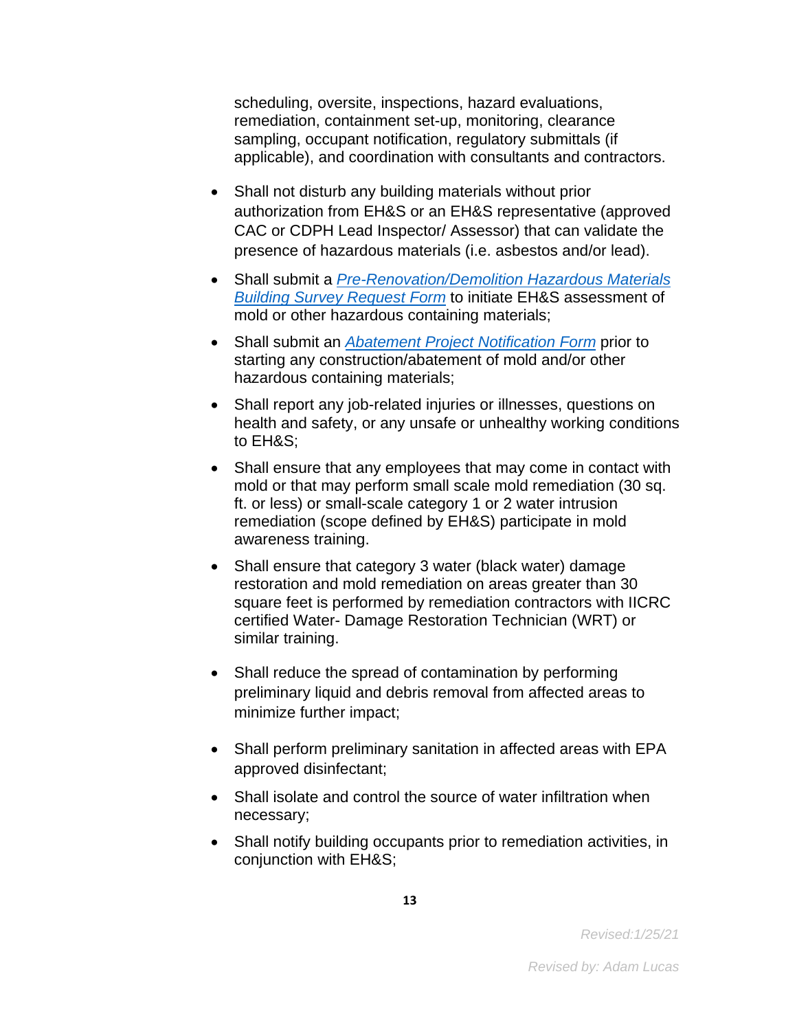scheduling, oversite, inspections, hazard evaluations, remediation, containment set-up, monitoring, clearance sampling, occupant notification, regulatory submittals (if applicable), and coordination with consultants and contractors.

- Shall not disturb any building materials without prior authorization from EH&S or an EH&S representative (approved CAC or CDPH Lead Inspector/ Assessor) that can validate the presence of hazardous materials (i.e. asbestos and/or lead).
- Shall submit a *Pre-Renovation/Demolition Hazardous Materials Building Survey Request Form* to initiate EH&S assessment of mold or other hazardous containing materials;
- Shall submit an *Abatement Project Notification Form* prior to starting any construction/abatement of mold and/or other hazardous containing materials;
- Shall report any job-related injuries or illnesses, questions on health and safety, or any unsafe or unhealthy working conditions to EH&S;
- Shall ensure that any employees that may come in contact with mold or that may perform small scale mold remediation (30 sq. ft. or less) or small-scale category 1 or 2 water intrusion remediation (scope defined by EH&S) participate in mold awareness training.
- Shall ensure that category 3 water (black water) damage restoration and mold remediation on areas greater than 30 square feet is performed by remediation contractors with IICRC certified Water- Damage Restoration Technician (WRT) or similar training.
- Shall reduce the spread of contamination by performing preliminary liquid and debris removal from affected areas to minimize further impact;
- Shall perform preliminary sanitation in affected areas with EPA approved disinfectant;
- Shall isolate and control the source of water infiltration when necessary;
- Shall notify building occupants prior to remediation activities, in conjunction with EH&S;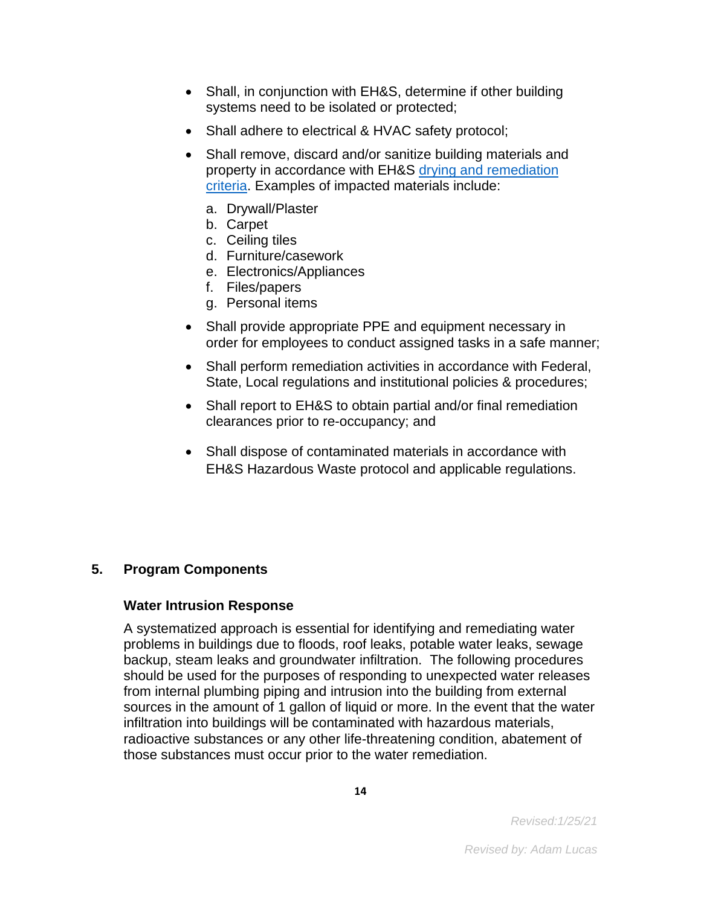- Shall, in conjunction with EH&S, determine if other building systems need to be isolated or protected;
- Shall adhere to electrical & HVAC safety protocol;
- Shall remove, discard and/or sanitize building materials and property in accordance with EH&S drying and remediation criteria. Examples of impacted materials include:
  a. Drywall/Plaster
  b. Carpet
  c. Ceiling tiles
  d. Furniture/casework
  e. Electronics/Appliances
  f. Files/papers
  g. Personal items
- Shall provide appropriate PPE and equipment necessary in order for employees to conduct assigned tasks in a safe manner;
- Shall perform remediation activities in accordance with Federal, State, Local regulations and institutional policies & procedures;
- Shall report to EH&S to obtain partial and/or final remediation clearances prior to re-occupancy; and
- Shall dispose of contaminated materials in accordance with EH&S Hazardous Waste protocol and applicable regulations.

## 5. Program Components

### Water Intrusion Response

A systematized approach is essential for identifying and remediating water problems in buildings due to floods, roof leaks, potable water leaks, sewage backup, steam leaks and groundwater infiltration. The following procedures should be used for the purposes of responding to unexpected water releases from internal plumbing piping and intrusion into the building from external sources in the amount of 1 gallon of liquid or more. In the event that the water infiltration into buildings will be contaminated with hazardous materials, radioactive substances or any other life-threatening condition, abatement of those substances must occur prior to the water remediation.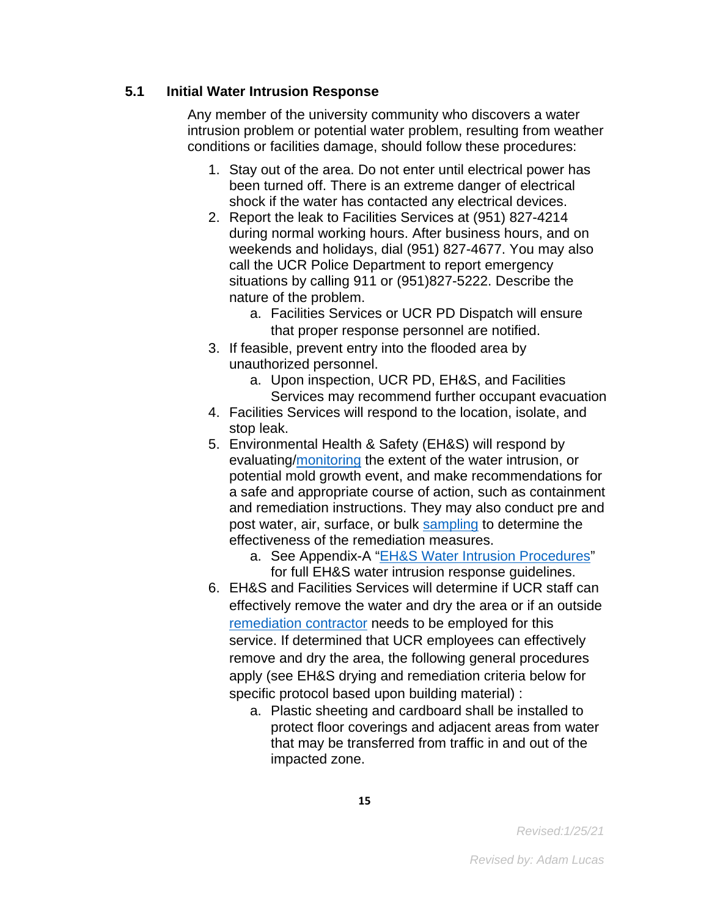## 5.1 Initial Water Intrusion Response

Any member of the university community who discovers a water intrusion problem or potential water problem, resulting from weather conditions or facilities damage, should follow these procedures:

1. Stay out of the area. Do not enter until electrical power has been turned off. There is an extreme danger of electrical shock if the water has contacted any electrical devices.
2. Report the leak to Facilities Services at (951) 827-4214 during normal working hours. After business hours, and on weekends and holidays, dial (951) 827-4677. You may also call the UCR Police Department to report emergency situations by calling 911 or (951)827-5222. Describe the nature of the problem.
   a. Facilities Services or UCR PD Dispatch will ensure that proper response personnel are notified.
3. If feasible, prevent entry into the flooded area by unauthorized personnel.
   a. Upon inspection, UCR PD, EH&S, and Facilities Services may recommend further occupant evacuation
4. Facilities Services will respond to the location, isolate, and stop leak.
5. Environmental Health & Safety (EH&S) will respond by evaluating/monitoring the extent of the water intrusion, or potential mold growth event, and make recommendations for a safe and appropriate course of action, such as containment and remediation instructions. They may also conduct pre and post water, air, surface, or bulk sampling to determine the effectiveness of the remediation measures.
   a. See Appendix-A "EH&S Water Intrusion Procedures" for full EH&S water intrusion response guidelines.
6. EH&S and Facilities Services will determine if UCR staff can effectively remove the water and dry the area or if an outside remediation contractor needs to be employed for this service. If determined that UCR employees can effectively remove and dry the area, the following general procedures apply (see EH&S drying and remediation criteria below for specific protocol based upon building material) :
   a. Plastic sheeting and cardboard shall be installed to protect floor coverings and adjacent areas from water that may be transferred from traffic in and out of the impacted zone.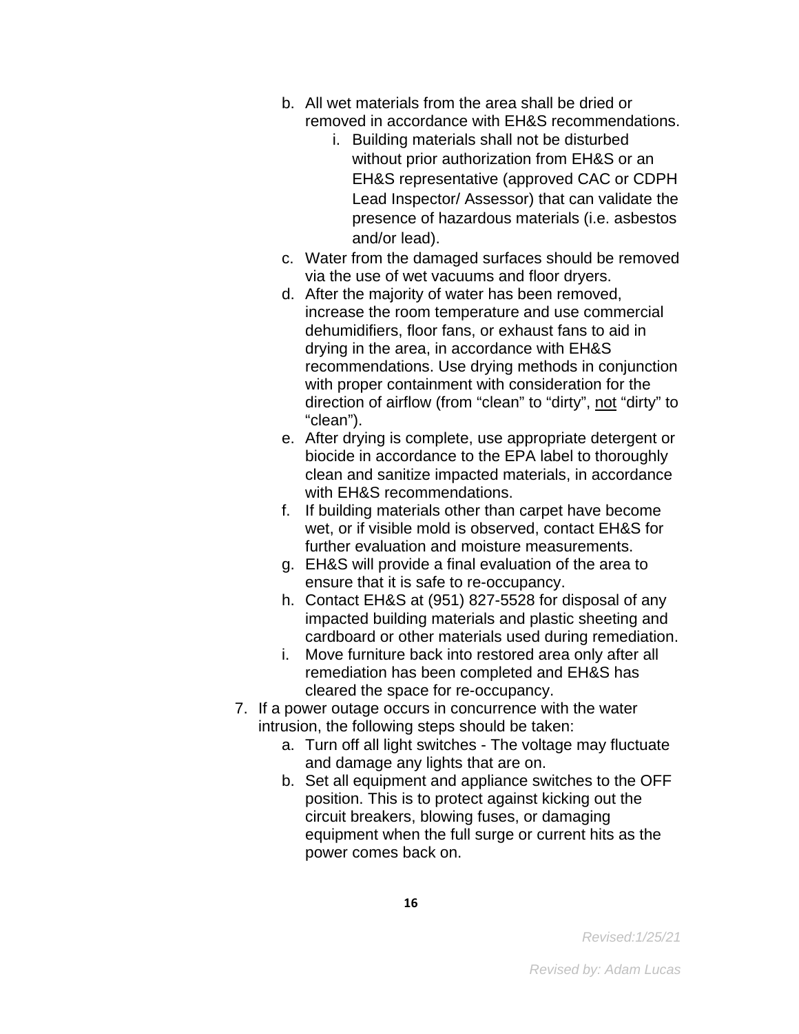b. All wet materials from the area shall be dried or removed in accordance with EH&S recommendations.
      i. Building materials shall not be disturbed without prior authorization from EH&S or an EH&S representative (approved CAC or CDPH Lead Inspector/ Assessor) that can validate the presence of hazardous materials (i.e. asbestos and/or lead).
   c. Water from the damaged surfaces should be removed via the use of wet vacuums and floor dryers.
   d. After the majority of water has been removed, increase the room temperature and use commercial dehumidifiers, floor fans, or exhaust fans to aid in drying in the area, in accordance with EH&S recommendations. Use drying methods in conjunction with proper containment with consideration for the direction of airflow (from “clean” to “dirty”, <u>not</u> “dirty” to “clean”).
   e. After drying is complete, use appropriate detergent or biocide in accordance to the EPA label to thoroughly clean and sanitize impacted materials, in accordance with EH&S recommendations.
   f. If building materials other than carpet have become wet, or if visible mold is observed, contact EH&S for further evaluation and moisture measurements.
   g. EH&S will provide a final evaluation of the area to ensure that it is safe to re-occupancy.
   h. Contact EH&S at (951) 827-5528 for disposal of any impacted building materials and plastic sheeting and cardboard or other materials used during remediation.
   i. Move furniture back into restored area only after all remediation has been completed and EH&S has cleared the space for re-occupancy.
7. If a power outage occurs in concurrence with the water intrusion, the following steps should be taken:
   a. Turn off all light switches - The voltage may fluctuate and damage any lights that are on.
   b. Set all equipment and appliance switches to the OFF position. This is to protect against kicking out the circuit breakers, blowing fuses, or damaging equipment when the full surge or current hits as the power comes back on.

*Revised:1/25/21*

*Revised by: Adam Lucas*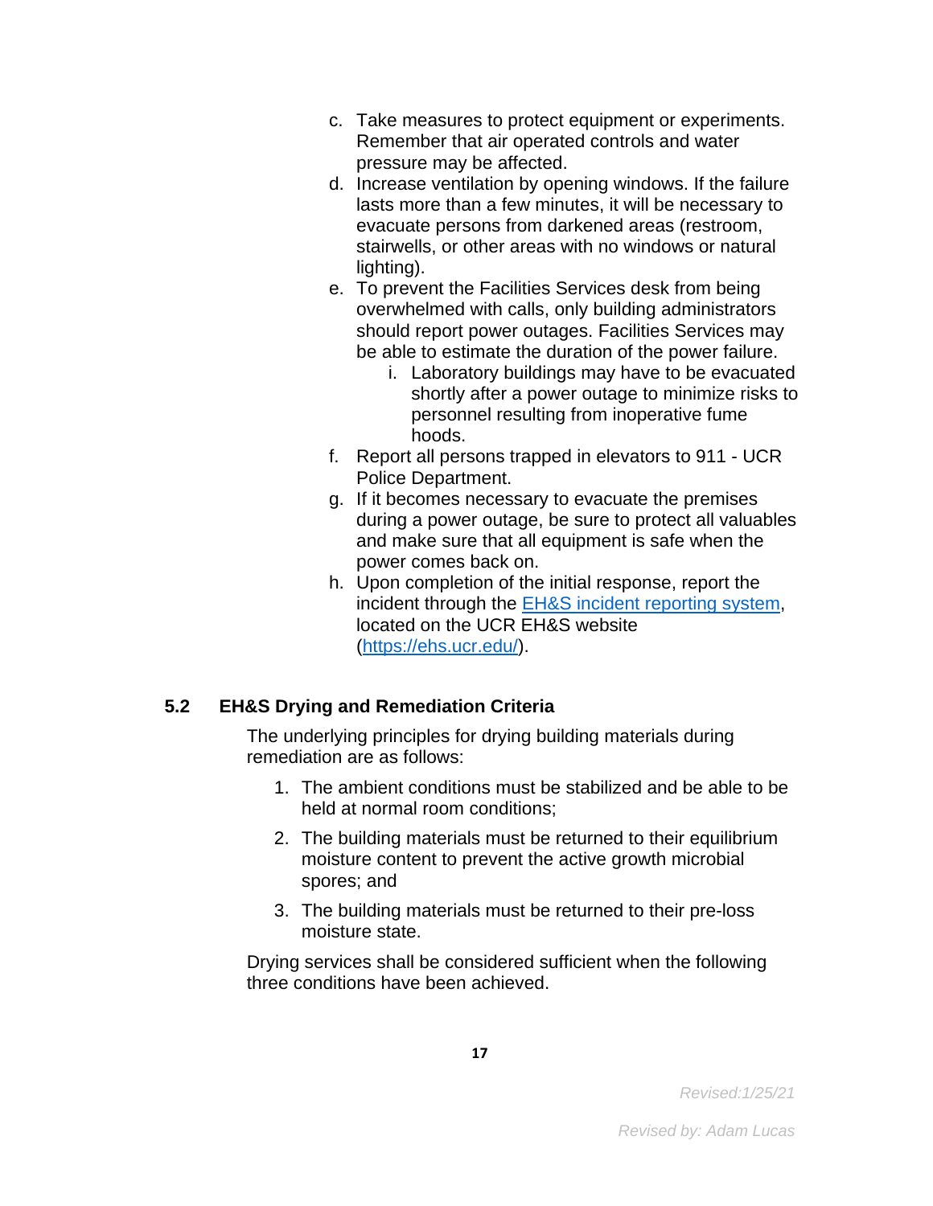c. Take measures to protect equipment or experiments. Remember that air operated controls and water pressure may be affected.
d. Increase ventilation by opening windows. If the failure lasts more than a few minutes, it will be necessary to evacuate persons from darkened areas (restroom, stairwells, or other areas with no windows or natural lighting).
e. To prevent the Facilities Services desk from being overwhelmed with calls, only building administrators should report power outages. Facilities Services may be able to estimate the duration of the power failure.
    i. Laboratory buildings may have to be evacuated shortly after a power outage to minimize risks to personnel resulting from inoperative fume hoods.
f. Report all persons trapped in elevators to 911 - UCR Police Department.
g. If it becomes necessary to evacuate the premises during a power outage, be sure to protect all valuables and make sure that all equipment is safe when the power comes back on.
h. Upon completion of the initial response, report the incident through the [EH&S incident reporting system](https://ehs.ucr.edu/), located on the UCR EH&S website ([https://ehs.ucr.edu/](https://ehs.ucr.edu/)).

### 5.2 EH&S Drying and Remediation Criteria

The underlying principles for drying building materials during remediation are as follows:

1. The ambient conditions must be stabilized and be able to be held at normal room conditions;
2. The building materials must be returned to their equilibrium moisture content to prevent the active growth microbial spores; and
3. The building materials must be returned to their pre-loss moisture state.

Drying services shall be considered sufficient when the following three conditions have been achieved.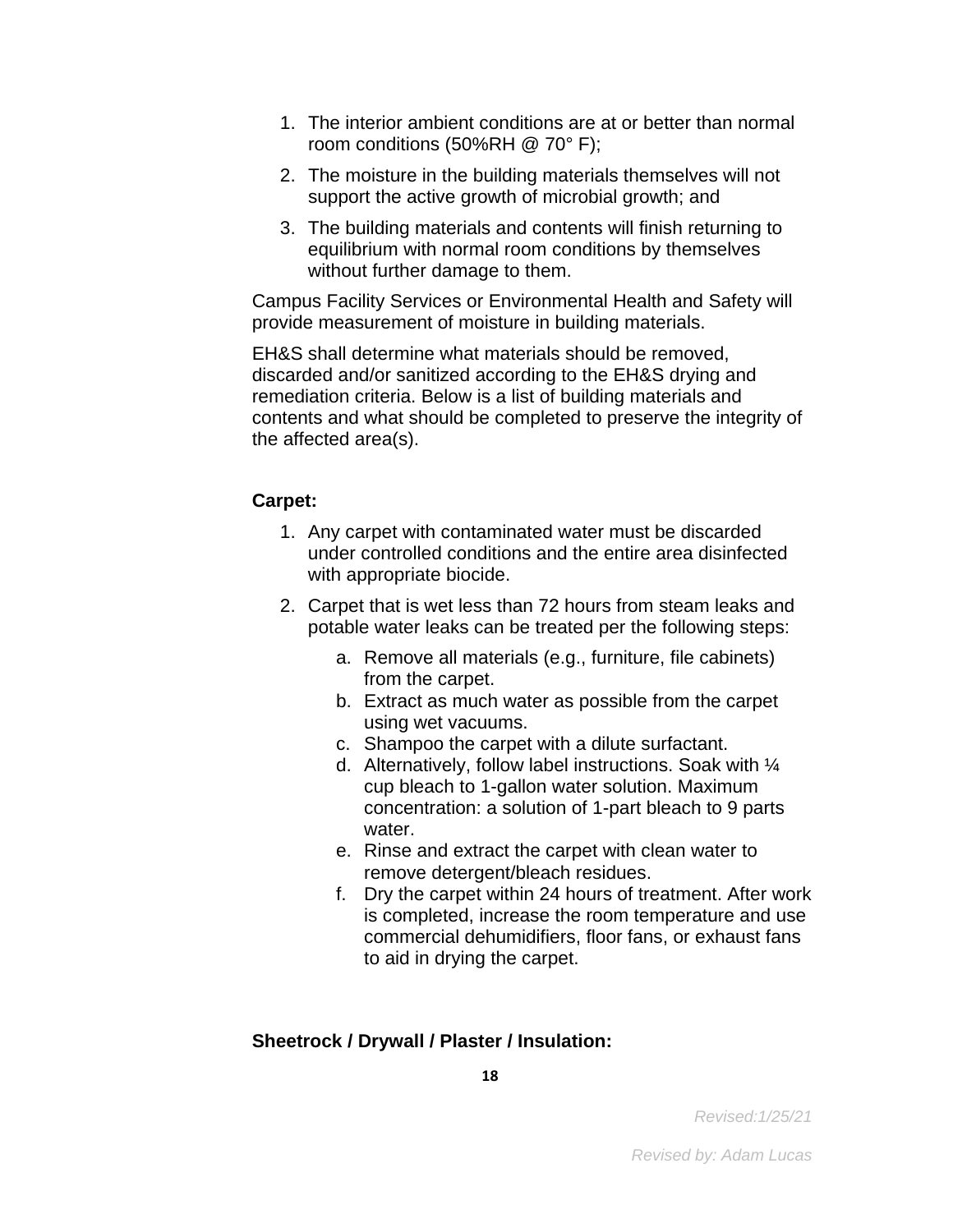1. The interior ambient conditions are at or better than normal room conditions (50%RH @ 70° F);
2. The moisture in the building materials themselves will not support the active growth of microbial growth; and
3. The building materials and contents will finish returning to equilibrium with normal room conditions by themselves without further damage to them.

Campus Facility Services or Environmental Health and Safety will provide measurement of moisture in building materials.

EH&S shall determine what materials should be removed, discarded and/or sanitized according to the EH&S drying and remediation criteria. Below is a list of building materials and contents and what should be completed to preserve the integrity of the affected area(s).

**Carpet:**

1. Any carpet with contaminated water must be discarded under controlled conditions and the entire area disinfected with appropriate biocide.
2. Carpet that is wet less than 72 hours from steam leaks and potable water leaks can be treated per the following steps:
   a. Remove all materials (e.g., furniture, file cabinets) from the carpet.
   b. Extract as much water as possible from the carpet using wet vacuums.
   c. Shampoo the carpet with a dilute surfactant.
   d. Alternatively, follow label instructions. Soak with ¼ cup bleach to 1-gallon water solution. Maximum concentration: a solution of 1-part bleach to 9 parts water.
   e. Rinse and extract the carpet with clean water to remove detergent/bleach residues.
   f. Dry the carpet within 24 hours of treatment. After work is completed, increase the room temperature and use commercial dehumidifiers, floor fans, or exhaust fans to aid in drying the carpet.

**Sheetrock / Drywall / Plaster / Insulation:**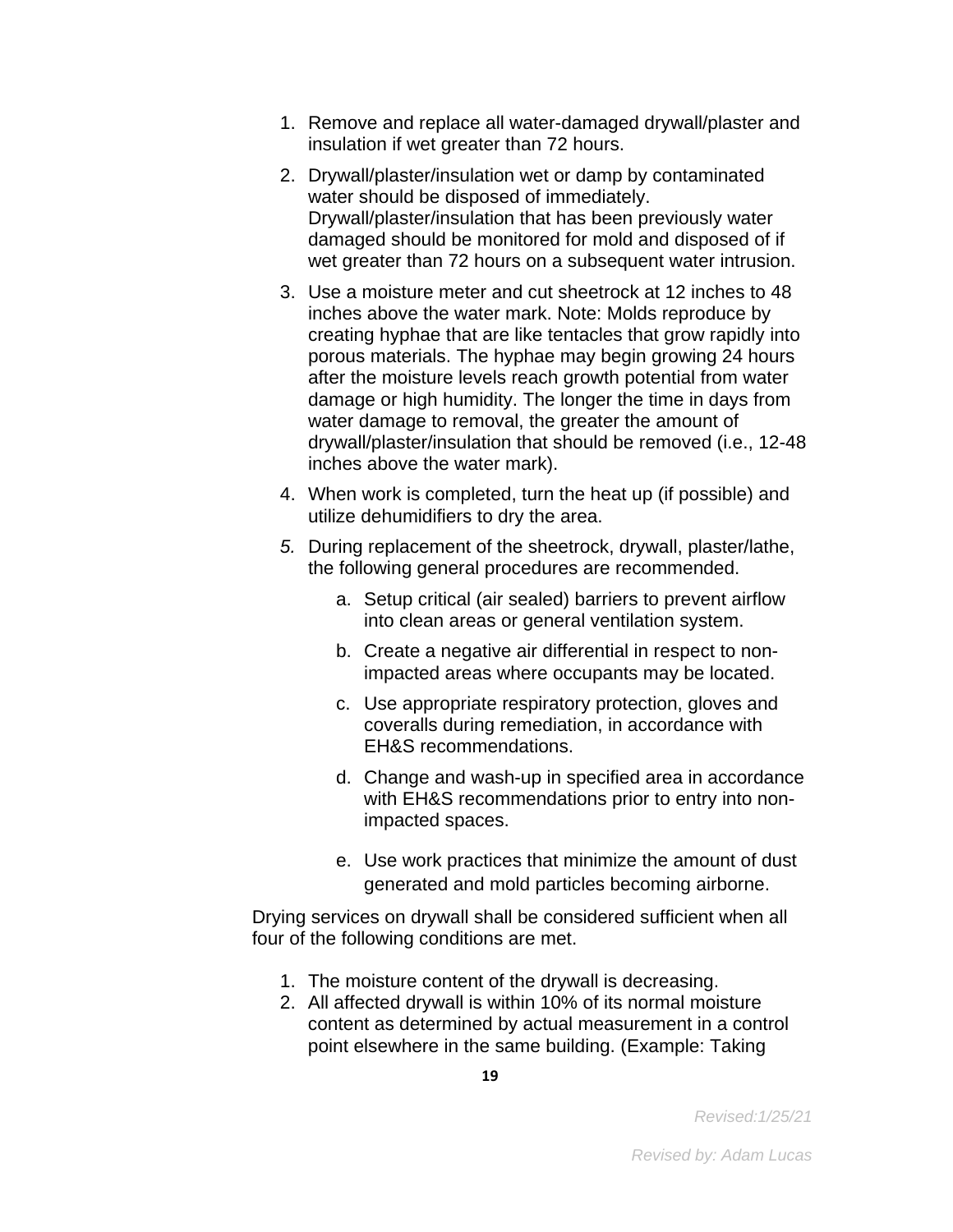1. Remove and replace all water-damaged drywall/plaster and insulation if wet greater than 72 hours.

2. Drywall/plaster/insulation wet or damp by contaminated water should be disposed of immediately. Drywall/plaster/insulation that has been previously water damaged should be monitored for mold and disposed of if wet greater than 72 hours on a subsequent water intrusion.

3. Use a moisture meter and cut sheetrock at 12 inches to 48 inches above the water mark. Note: Molds reproduce by creating hyphae that are like tentacles that grow rapidly into porous materials. The hyphae may begin growing 24 hours after the moisture levels reach growth potential from water damage or high humidity. The longer the time in days from water damage to removal, the greater the amount of drywall/plaster/insulation that should be removed (i.e., 12-48 inches above the water mark).

4. When work is completed, turn the heat up (if possible) and utilize dehumidifiers to dry the area.

5. During replacement of the sheetrock, drywall, plaster/lathe, the following general procedures are recommended.

   a. Setup critical (air sealed) barriers to prevent airflow into clean areas or general ventilation system.

   b. Create a negative air differential in respect to non-impacted areas where occupants may be located.

   c. Use appropriate respiratory protection, gloves and coveralls during remediation, in accordance with EH&S recommendations.

   d. Change and wash-up in specified area in accordance with EH&S recommendations prior to entry into non-impacted spaces.

   e. Use work practices that minimize the amount of dust generated and mold particles becoming airborne.

Drying services on drywall shall be considered sufficient when all four of the following conditions are met.

1. The moisture content of the drywall is decreasing.
2. All affected drywall is within 10% of its normal moisture content as determined by actual measurement in a control point elsewhere in the same building. (Example: Taking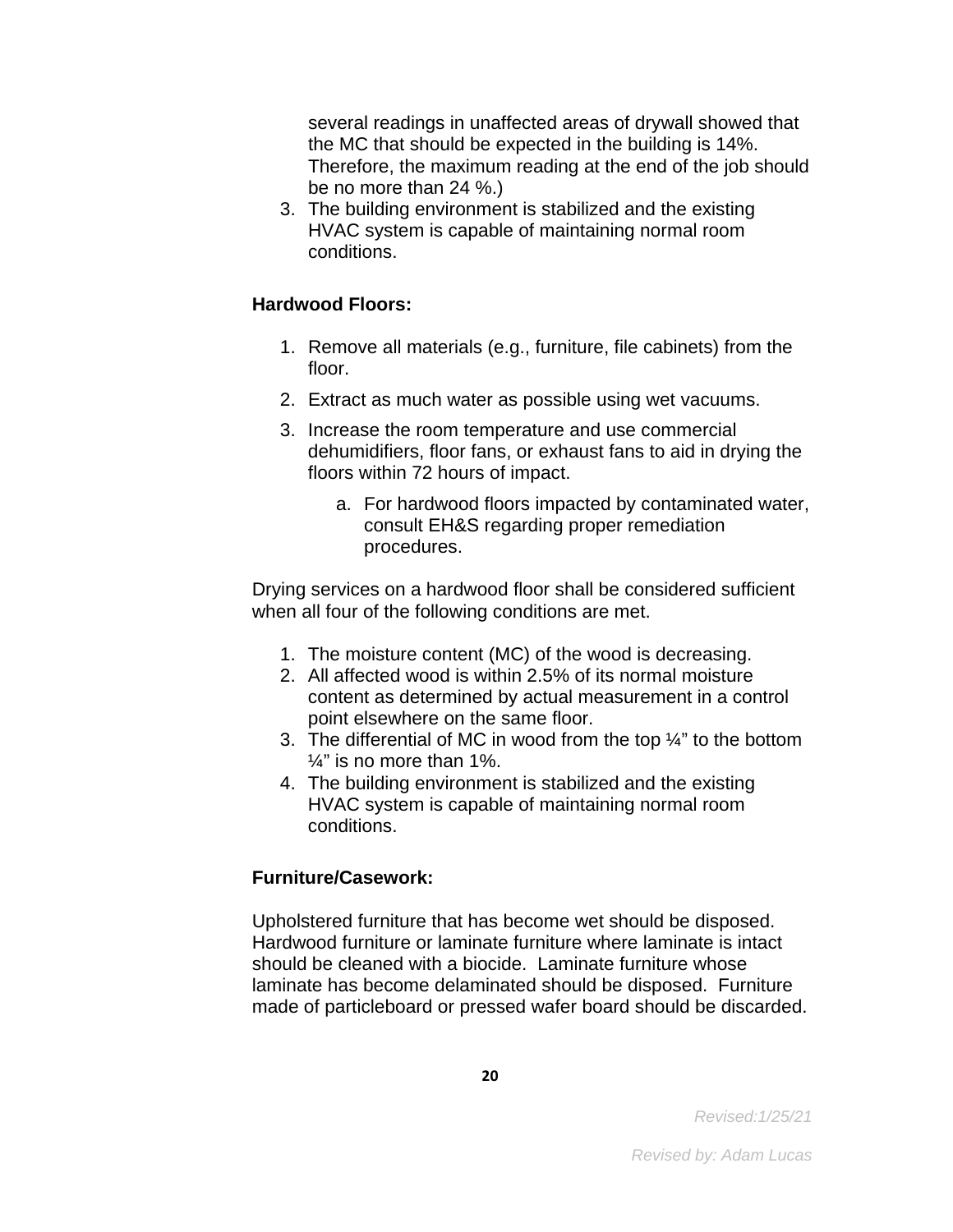several readings in unaffected areas of drywall showed that the MC that should be expected in the building is 14%. Therefore, the maximum reading at the end of the job should be no more than 24 %.)

3. The building environment is stabilized and the existing HVAC system is capable of maintaining normal room conditions.

**Hardwood Floors:**

1. Remove all materials (e.g., furniture, file cabinets) from the floor.
2. Extract as much water as possible using wet vacuums.
3. Increase the room temperature and use commercial dehumidifiers, floor fans, or exhaust fans to aid in drying the floors within 72 hours of impact.
    a. For hardwood floors impacted by contaminated water, consult EH&S regarding proper remediation procedures.

Drying services on a hardwood floor shall be considered sufficient when all four of the following conditions are met.

1. The moisture content (MC) of the wood is decreasing.
2. All affected wood is within 2.5% of its normal moisture content as determined by actual measurement in a control point elsewhere on the same floor.
3. The differential of MC in wood from the top ¼" to the bottom ¼" is no more than 1%.
4. The building environment is stabilized and the existing HVAC system is capable of maintaining normal room conditions.

**Furniture/Casework:**

Upholstered furniture that has become wet should be disposed. Hardwood furniture or laminate furniture where laminate is intact should be cleaned with a biocide. Laminate furniture whose laminate has become delaminated should be disposed. Furniture made of particleboard or pressed wafer board should be discarded.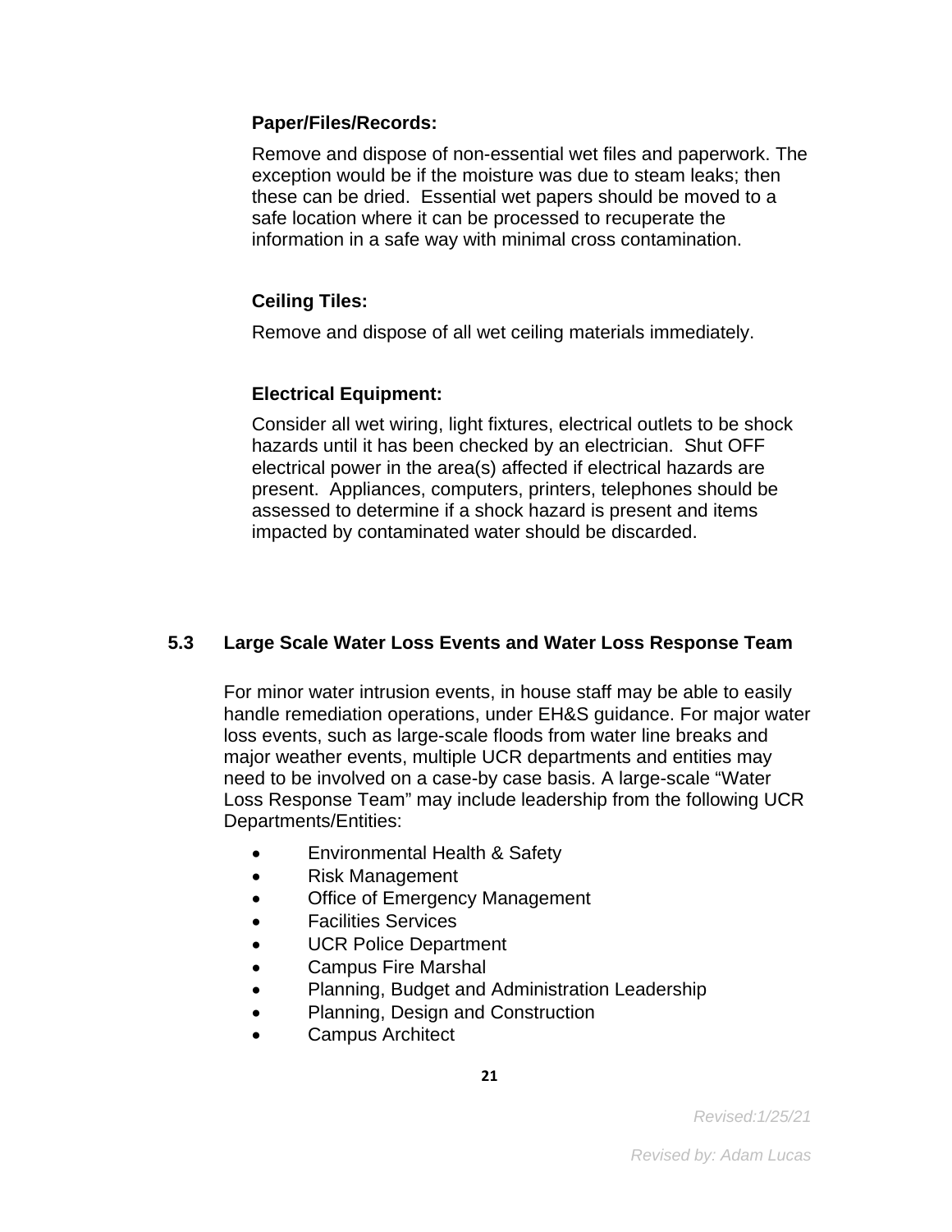**Paper/Files/Records:**

Remove and dispose of non-essential wet files and paperwork. The exception would be if the moisture was due to steam leaks; then these can be dried. Essential wet papers should be moved to a safe location where it can be processed to recuperate the information in a safe way with minimal cross contamination.

**Ceiling Tiles:**

Remove and dispose of all wet ceiling materials immediately.

**Electrical Equipment:**

Consider all wet wiring, light fixtures, electrical outlets to be shock hazards until it has been checked by an electrician. Shut OFF electrical power in the area(s) affected if electrical hazards are present. Appliances, computers, printers, telephones should be assessed to determine if a shock hazard is present and items impacted by contaminated water should be discarded.

### 5.3 Large Scale Water Loss Events and Water Loss Response Team

For minor water intrusion events, in house staff may be able to easily handle remediation operations, under EH&S guidance. For major water loss events, such as large-scale floods from water line breaks and major weather events, multiple UCR departments and entities may need to be involved on a case-by case basis. A large-scale "Water Loss Response Team" may include leadership from the following UCR Departments/Entities:

- Environmental Health & Safety
- Risk Management
- Office of Emergency Management
- Facilities Services
- UCR Police Department
- Campus Fire Marshal
- Planning, Budget and Administration Leadership
- Planning, Design and Construction
- Campus Architect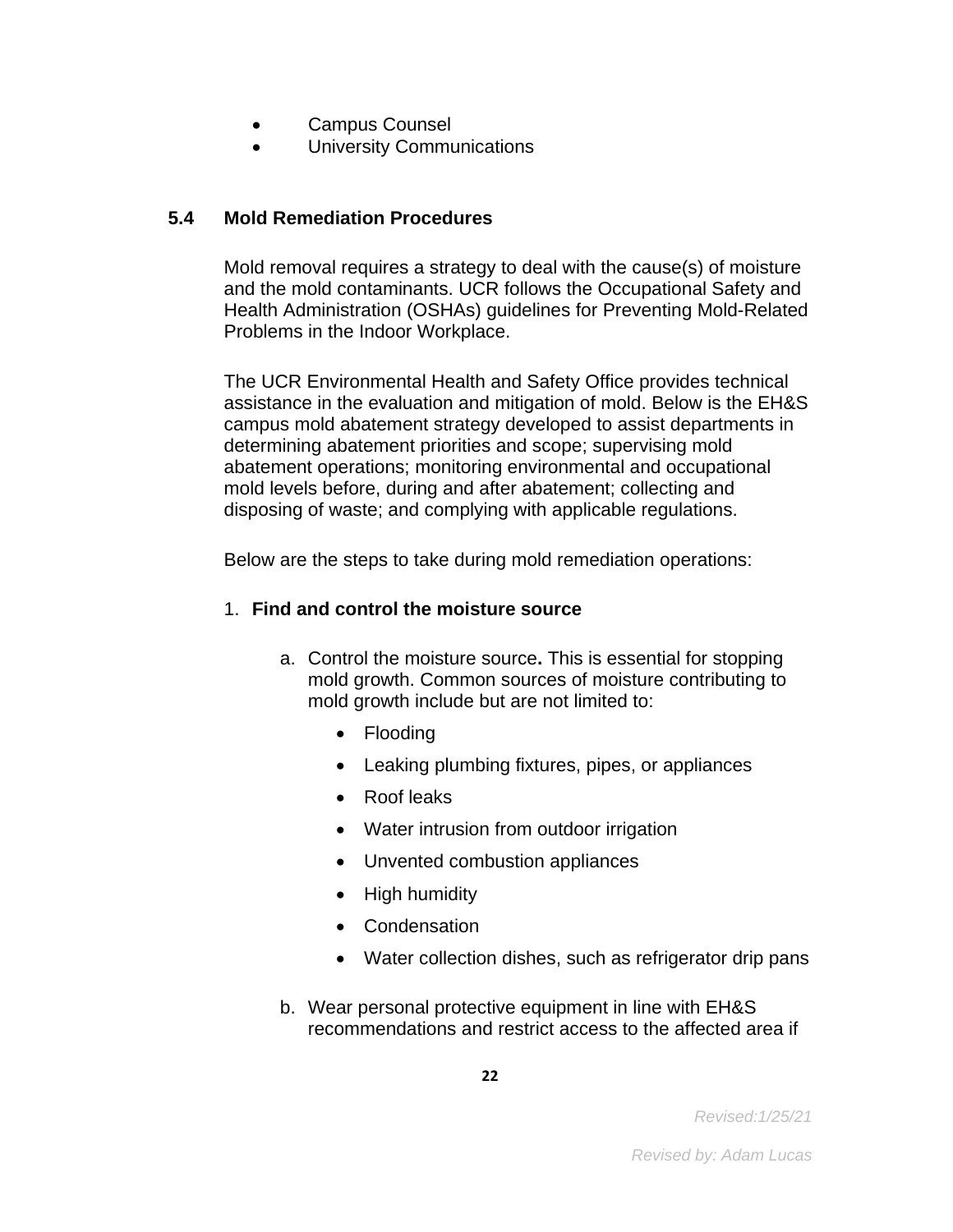- Campus Counsel
- University Communications

## 5.4 Mold Remediation Procedures

Mold removal requires a strategy to deal with the cause(s) of moisture and the mold contaminants. UCR follows the Occupational Safety and Health Administration (OSHAs) guidelines for Preventing Mold-Related Problems in the Indoor Workplace.

The UCR Environmental Health and Safety Office provides technical assistance in the evaluation and mitigation of mold. Below is the EH&S campus mold abatement strategy developed to assist departments in determining abatement priorities and scope; supervising mold abatement operations; monitoring environmental and occupational mold levels before, during and after abatement; collecting and disposing of waste; and complying with applicable regulations.

Below are the steps to take during mold remediation operations:

1. **Find and control the moisture source**

   a. Control the moisture source**.** This is essential for stopping mold growth. Common sources of moisture contributing to mold growth include but are not limited to:

      - Flooding
      - Leaking plumbing fixtures, pipes, or appliances
      - Roof leaks
      - Water intrusion from outdoor irrigation
      - Unvented combustion appliances
      - High humidity
      - Condensation
      - Water collection dishes, such as refrigerator drip pans

   b. Wear personal protective equipment in line with EH&S recommendations and restrict access to the affected area if

*Revised:1/25/21*

*Revised by: Adam Lucas*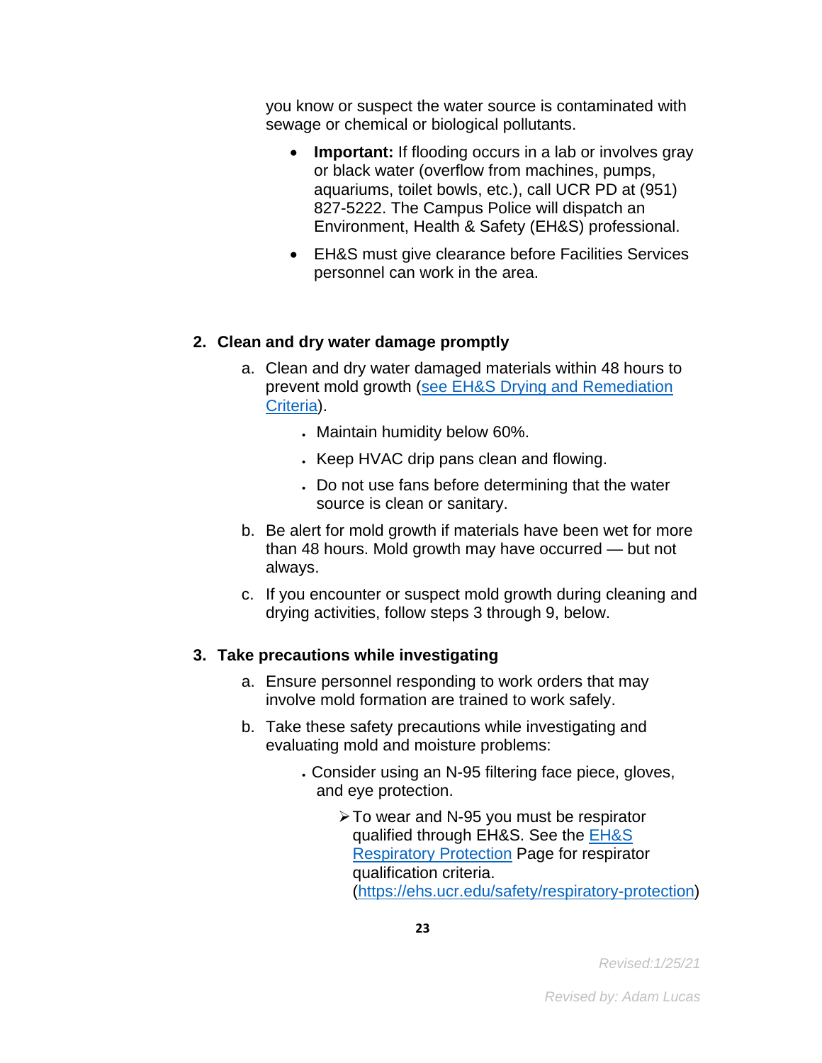you know or suspect the water source is contaminated with sewage or chemical or biological pollutants.

- **Important:** If flooding occurs in a lab or involves gray or black water (overflow from machines, pumps, aquariums, toilet bowls, etc.), call UCR PD at (951) 827-5222. The Campus Police will dispatch an Environment, Health & Safety (EH&S) professional.
- EH&S must give clearance before Facilities Services personnel can work in the area.

**2. Clean and dry water damage promptly**

a. Clean and dry water damaged materials within 48 hours to prevent mold growth ([see EH&S Drying and Remediation Criteria](#)).
   - Maintain humidity below 60%.
   - Keep HVAC drip pans clean and flowing.
   - Do not use fans before determining that the water source is clean or sanitary.

b. Be alert for mold growth if materials have been wet for more than 48 hours. Mold growth may have occurred — but not always.

c. If you encounter or suspect mold growth during cleaning and drying activities, follow steps 3 through 9, below.

**3. Take precautions while investigating**

a. Ensure personnel responding to work orders that may involve mold formation are trained to work safely.

b. Take these safety precautions while investigating and evaluating mold and moisture problems:
   - Consider using an N-95 filtering face piece, gloves, and eye protection.
     - To wear and N-95 you must be respirator qualified through EH&S. See the [EH&S Respiratory Protection](https://ehs.ucr.edu/safety/respiratory-protection) Page for respirator qualification criteria. (https://ehs.ucr.edu/safety/respiratory-protection)

*Revised:1/25/21*

*Revised by: Adam Lucas*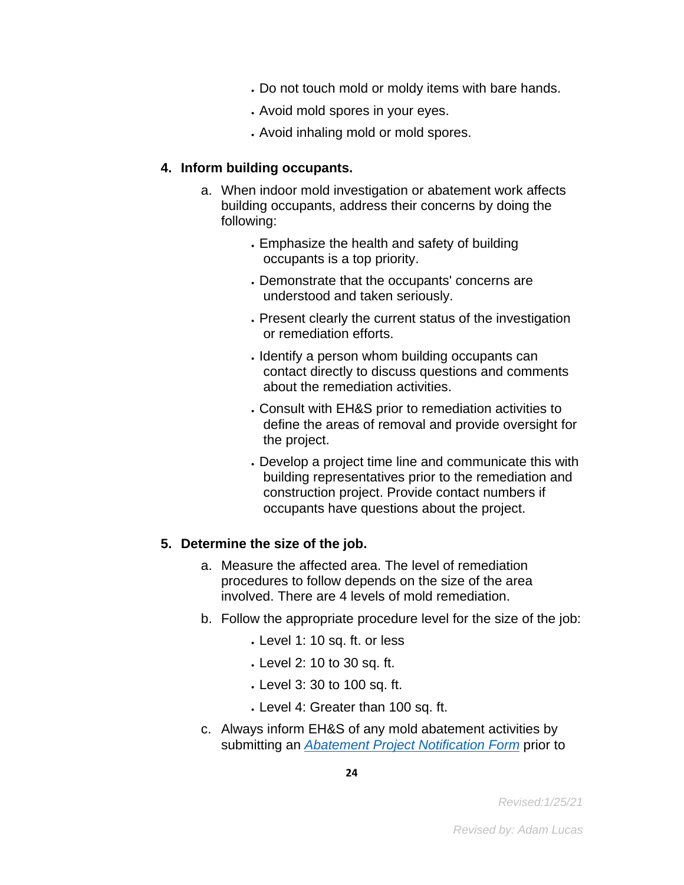- Do not touch mold or moldy items with bare hands.
- Avoid mold spores in your eyes.
- Avoid inhaling mold or mold spores.

**4. Inform building occupants.**

a. When indoor mold investigation or abatement work affects building occupants, address their concerns by doing the following:

- Emphasize the health and safety of building occupants is a top priority.
- Demonstrate that the occupants' concerns are understood and taken seriously.
- Present clearly the current status of the investigation or remediation efforts.
- Identify a person whom building occupants can contact directly to discuss questions and comments about the remediation activities.
- Consult with EH&S prior to remediation activities to define the areas of removal and provide oversight for the project.
- Develop a project time line and communicate this with building representatives prior to the remediation and construction project. Provide contact numbers if occupants have questions about the project.

**5. Determine the size of the job.**

a. Measure the affected area. The level of remediation procedures to follow depends on the size of the area involved. There are 4 levels of mold remediation.

b. Follow the appropriate procedure level for the size of the job:

- Level 1: 10 sq. ft. or less
- Level 2: 10 to 30 sq. ft.
- Level 3: 30 to 100 sq. ft.
- Level 4: Greater than 100 sq. ft.

c. Always inform EH&S of any mold abatement activities by submitting an *Abatement Project Notification Form* prior to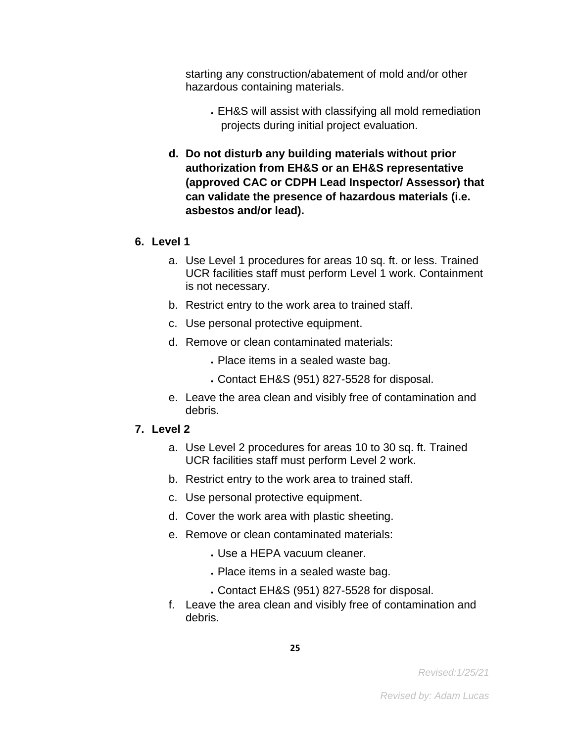starting any construction/abatement of mold and/or other hazardous containing materials.

- EH&S will assist with classifying all mold remediation projects during initial project evaluation.

d. **Do not disturb any building materials without prior authorization from EH&S or an EH&S representative (approved CAC or CDPH Lead Inspector/ Assessor) that can validate the presence of hazardous materials (i.e. asbestos and/or lead).**

6. **Level 1**

   a. Use Level 1 procedures for areas 10 sq. ft. or less. Trained UCR facilities staff must perform Level 1 work. Containment is not necessary.

   b. Restrict entry to the work area to trained staff.

   c. Use personal protective equipment.

   d. Remove or clean contaminated materials:

      - Place items in a sealed waste bag.
      - Contact EH&S (951) 827-5528 for disposal.

   e. Leave the area clean and visibly free of contamination and debris.

7. **Level 2**

   a. Use Level 2 procedures for areas 10 to 30 sq. ft. Trained UCR facilities staff must perform Level 2 work.

   b. Restrict entry to the work area to trained staff.

   c. Use personal protective equipment.

   d. Cover the work area with plastic sheeting.

   e. Remove or clean contaminated materials:

      - Use a HEPA vacuum cleaner.
      - Place items in a sealed waste bag.
      - Contact EH&S (951) 827-5528 for disposal.

   f. Leave the area clean and visibly free of contamination and debris.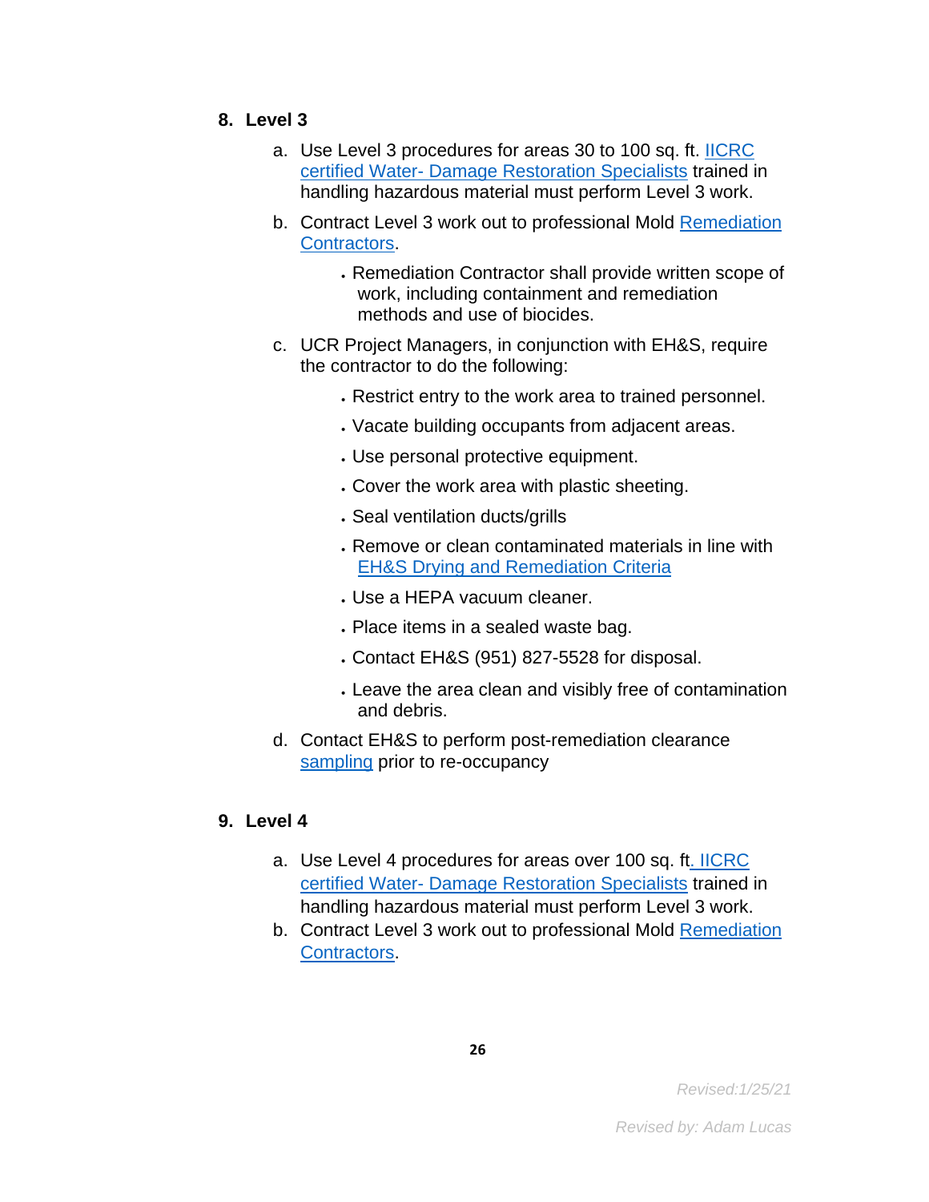8. **Level 3**

   a. Use Level 3 procedures for areas 30 to 100 sq. ft. IICRC certified Water- Damage Restoration Specialists trained in handling hazardous material must perform Level 3 work.

   b. Contract Level 3 work out to professional Mold Remediation Contractors.

      - Remediation Contractor shall provide written scope of work, including containment and remediation methods and use of biocides.

   c. UCR Project Managers, in conjunction with EH&S, require the contractor to do the following:

      - Restrict entry to the work area to trained personnel.
      - Vacate building occupants from adjacent areas.
      - Use personal protective equipment.
      - Cover the work area with plastic sheeting.
      - Seal ventilation ducts/grills
      - Remove or clean contaminated materials in line with EH&S Drying and Remediation Criteria
      - Use a HEPA vacuum cleaner.
      - Place items in a sealed waste bag.
      - Contact EH&S (951) 827-5528 for disposal.
      - Leave the area clean and visibly free of contamination and debris.

   d. Contact EH&S to perform post-remediation clearance sampling prior to re-occupancy

9. **Level 4**

   a. Use Level 4 procedures for areas over 100 sq. ft. IICRC certified Water- Damage Restoration Specialists trained in handling hazardous material must perform Level 3 work.

   b. Contract Level 3 work out to professional Mold Remediation Contractors.

*Revised:1/25/21*

*Revised by: Adam Lucas*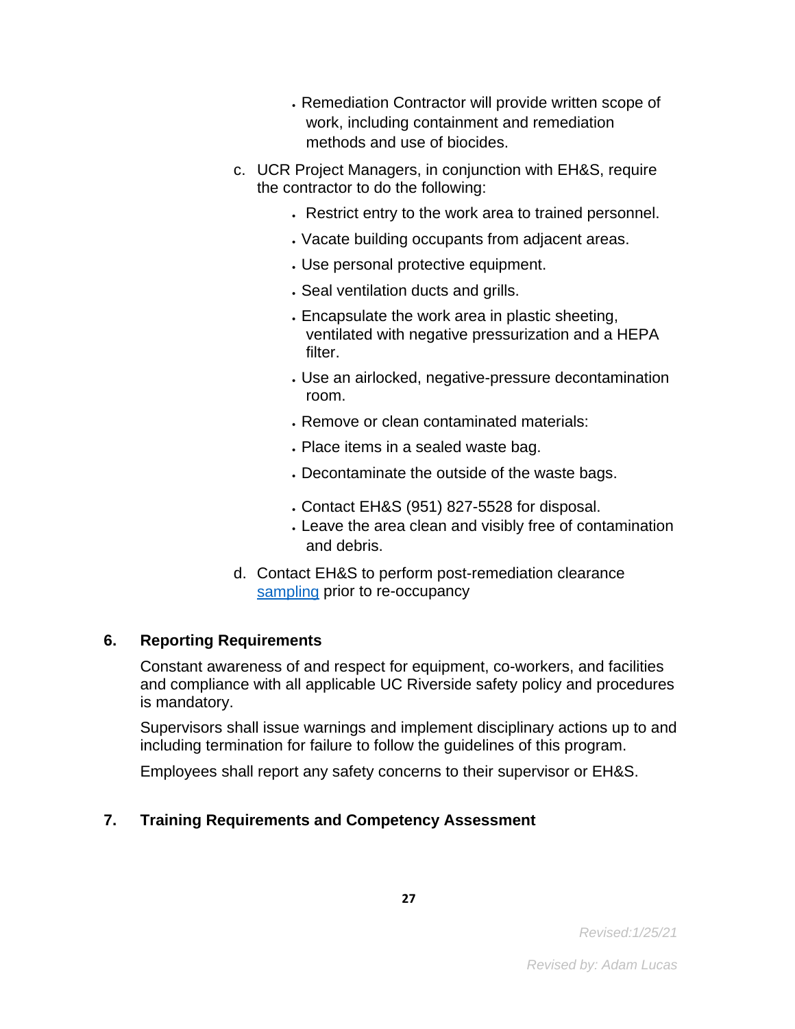- Remediation Contractor will provide written scope of work, including containment and remediation methods and use of biocides.

c. UCR Project Managers, in conjunction with EH&S, require the contractor to do the following:

- Restrict entry to the work area to trained personnel.
- Vacate building occupants from adjacent areas.
- Use personal protective equipment.
- Seal ventilation ducts and grills.
- Encapsulate the work area in plastic sheeting, ventilated with negative pressurization and a HEPA filter.
- Use an airlocked, negative-pressure decontamination room.
- Remove or clean contaminated materials:
- Place items in a sealed waste bag.
- Decontaminate the outside of the waste bags.
- Contact EH&S (951) 827-5528 for disposal.
- Leave the area clean and visibly free of contamination and debris.

d. Contact EH&S to perform post-remediation clearance sampling prior to re-occupancy

## 6. Reporting Requirements

Constant awareness of and respect for equipment, co-workers, and facilities and compliance with all applicable UC Riverside safety policy and procedures is mandatory.

Supervisors shall issue warnings and implement disciplinary actions up to and including termination for failure to follow the guidelines of this program.

Employees shall report any safety concerns to their supervisor or EH&S.

## 7. Training Requirements and Competency Assessment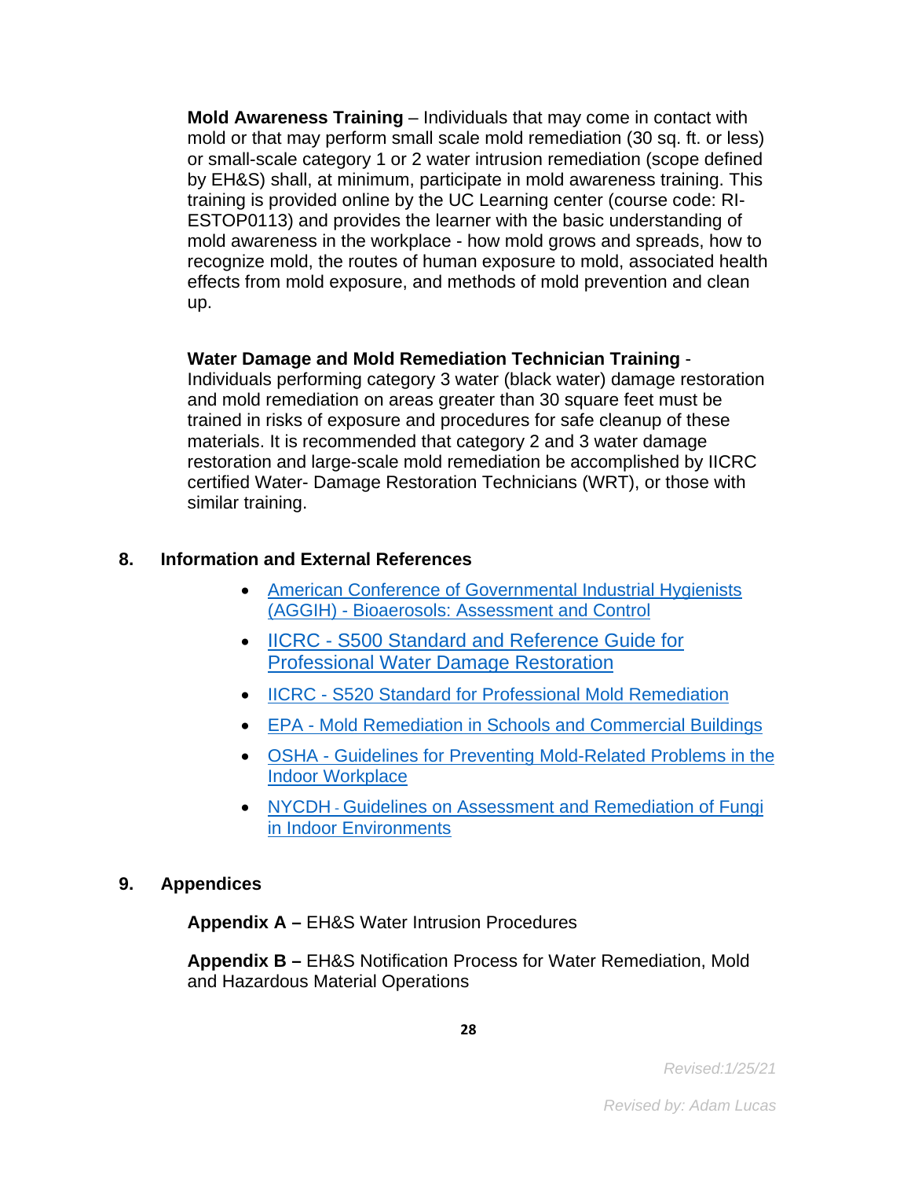**Mold Awareness Training** – Individuals that may come in contact with mold or that may perform small scale mold remediation (30 sq. ft. or less) or small-scale category 1 or 2 water intrusion remediation (scope defined by EH&S) shall, at minimum, participate in mold awareness training. This training is provided online by the UC Learning center (course code: RI-ESTOP0113) and provides the learner with the basic understanding of mold awareness in the workplace - how mold grows and spreads, how to recognize mold, the routes of human exposure to mold, associated health effects from mold exposure, and methods of mold prevention and clean up.

**Water Damage and Mold Remediation Technician Training** - Individuals performing category 3 water (black water) damage restoration and mold remediation on areas greater than 30 square feet must be trained in risks of exposure and procedures for safe cleanup of these materials. It is recommended that category 2 and 3 water damage restoration and large-scale mold remediation be accomplished by IICRC certified Water- Damage Restoration Technicians (WRT), or those with similar training.

## 8. Information and External References

- American Conference of Governmental Industrial Hygienists (AGGIH) - Bioaerosols: Assessment and Control
- IICRC - S500 Standard and Reference Guide for Professional Water Damage Restoration
- IICRC - S520 Standard for Professional Mold Remediation
- EPA - Mold Remediation in Schools and Commercial Buildings
- OSHA - Guidelines for Preventing Mold-Related Problems in the Indoor Workplace
- NYCDH - Guidelines on Assessment and Remediation of Fungi in Indoor Environments

## 9. Appendices

**Appendix A –** EH&S Water Intrusion Procedures

**Appendix B –** EH&S Notification Process for Water Remediation, Mold and Hazardous Material Operations

*Revised:1/25/21*

*Revised by: Adam Lucas*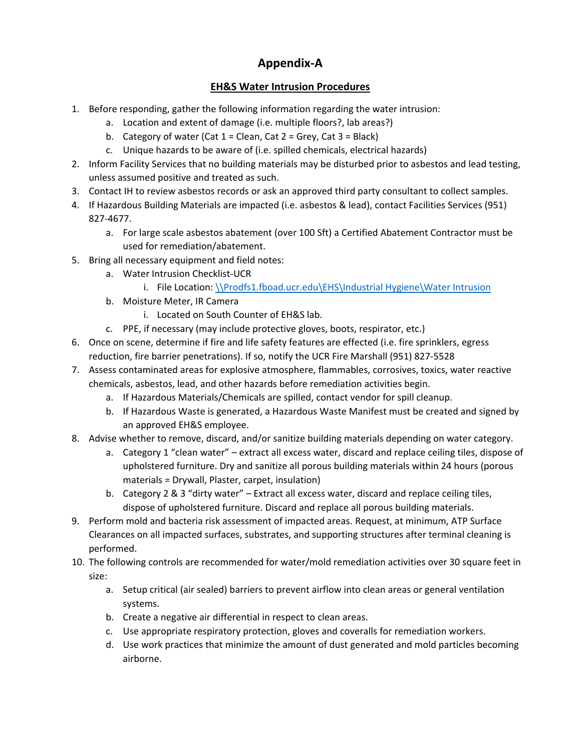# Appendix-A

## EH&S Water Intrusion Procedures

1. Before responding, gather the following information regarding the water intrusion:
    a. Location and extent of damage (i.e. multiple floors?, lab areas?)
    b. Category of water (Cat 1 = Clean, Cat 2 = Grey, Cat 3 = Black)
    c. Unique hazards to be aware of (i.e. spilled chemicals, electrical hazards)
2. Inform Facility Services that no building materials may be disturbed prior to asbestos and lead testing, unless assumed positive and treated as such.
3. Contact IH to review asbestos records or ask an approved third party consultant to collect samples.
4. If Hazardous Building Materials are impacted (i.e. asbestos & lead), contact Facilities Services (951) 827-4677.
    a. For large scale asbestos abatement (over 100 Sft) a Certified Abatement Contractor must be used for remediation/abatement.
5. Bring all necessary equipment and field notes:
    a. Water Intrusion Checklist-UCR
        i. File Location: \\Prodfs1.fboad.ucr.edu\EHS\Industrial Hygiene\Water Intrusion
    b. Moisture Meter, IR Camera
        i. Located on South Counter of EH&S lab.
    c. PPE, if necessary (may include protective gloves, boots, respirator, etc.)
6. Once on scene, determine if fire and life safety features are effected (i.e. fire sprinklers, egress reduction, fire barrier penetrations). If so, notify the UCR Fire Marshall (951) 827-5528
7. Assess contaminated areas for explosive atmosphere, flammables, corrosives, toxics, water reactive chemicals, asbestos, lead, and other hazards before remediation activities begin.
    a. If Hazardous Materials/Chemicals are spilled, contact vendor for spill cleanup.
    b. If Hazardous Waste is generated, a Hazardous Waste Manifest must be created and signed by an approved EH&S employee.
8. Advise whether to remove, discard, and/or sanitize building materials depending on water category.
    a. Category 1 "clean water" – extract all excess water, discard and replace ceiling tiles, dispose of upholstered furniture. Dry and sanitize all porous building materials within 24 hours (porous materials = Drywall, Plaster, carpet, insulation)
    b. Category 2 & 3 "dirty water" – Extract all excess water, discard and replace ceiling tiles, dispose of upholstered furniture. Discard and replace all porous building materials.
9. Perform mold and bacteria risk assessment of impacted areas. Request, at minimum, ATP Surface Clearances on all impacted surfaces, substrates, and supporting structures after terminal cleaning is performed.
10. The following controls are recommended for water/mold remediation activities over 30 square feet in size:
    a. Setup critical (air sealed) barriers to prevent airflow into clean areas or general ventilation systems.
    b. Create a negative air differential in respect to clean areas.
    c. Use appropriate respiratory protection, gloves and coveralls for remediation workers.
    d. Use work practices that minimize the amount of dust generated and mold particles becoming airborne.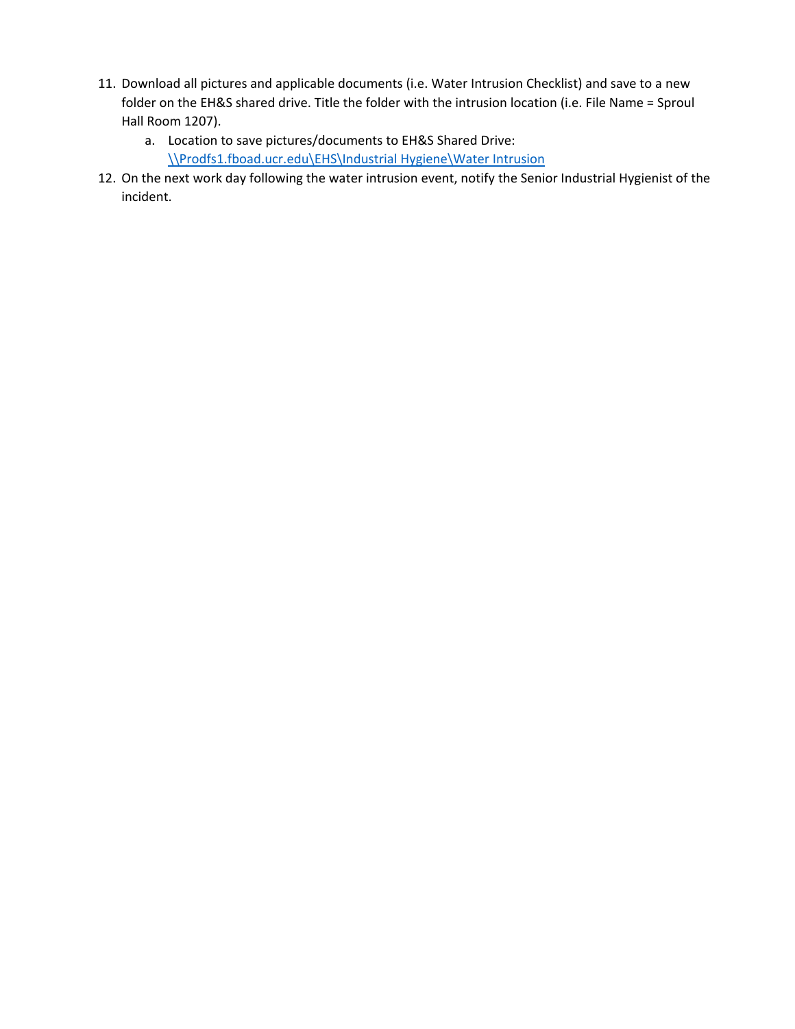11. Download all pictures and applicable documents (i.e. Water Intrusion Checklist) and save to a new folder on the EH&S shared drive. Title the folder with the intrusion location (i.e. File Name = Sproul Hall Room 1207).
    a. Location to save pictures/documents to EH&S Shared Drive: \\Prodfs1.fboad.ucr.edu\EHS\Industrial Hygiene\Water Intrusion
12. On the next work day following the water intrusion event, notify the Senior Industrial Hygienist of the incident.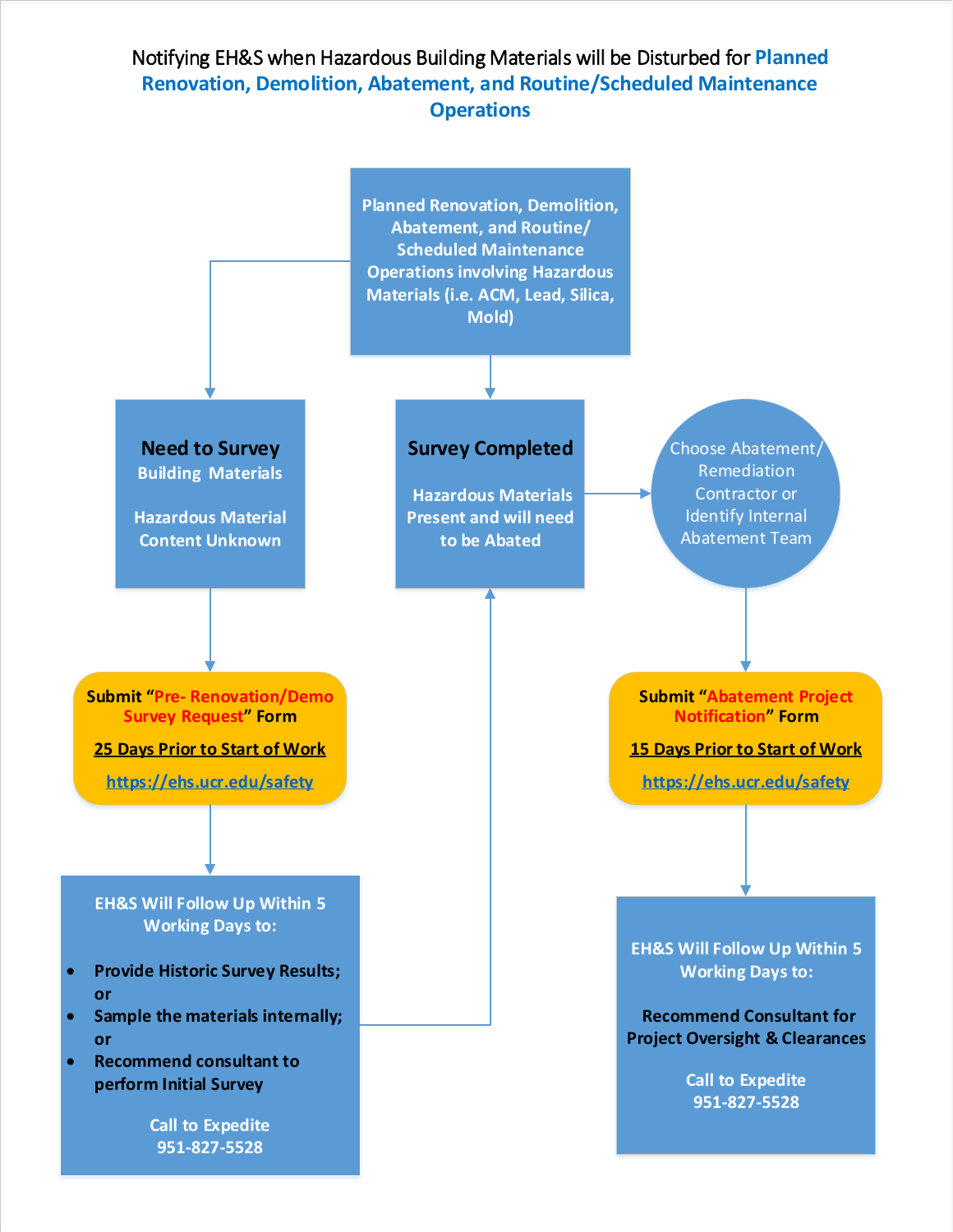# Notifying EH&S when Hazardous Building Materials will be Disturbed for Planned Renovation, Demolition, Abatement, and Routine/Scheduled Maintenance Operations

Planned Renovation, Demolition, Abatement, and Routine/ Scheduled Maintenance Operations involving Hazardous Materials (i.e. ACM, Lead, Silica, Mold)

**Need to Survey**
Building Materials

Hazardous Material Content Unknown

Submit "**Pre- Renovation/Demo Survey Request**" Form

**25 Days Prior to Start of Work**

https://ehs.ucr.edu/safety

EH&S Will Follow Up Within 5 Working Days to:

- Provide Historic Survey Results; or
- Sample the materials internally; or
- Recommend consultant to perform Initial Survey

Call to Expedite
951-827-5528

**Survey Completed**

Hazardous Materials Present and will need to be Abated

Choose Abatement/ Remediation Contractor or Identify Internal Abatement Team

Submit "**Abatement Project Notification**" Form

**15 Days Prior to Start of Work**

https://ehs.ucr.edu/safety

EH&S Will Follow Up Within 5 Working Days to:

Recommend Consultant for Project Oversight & Clearances

Call to Expedite
951-827-5528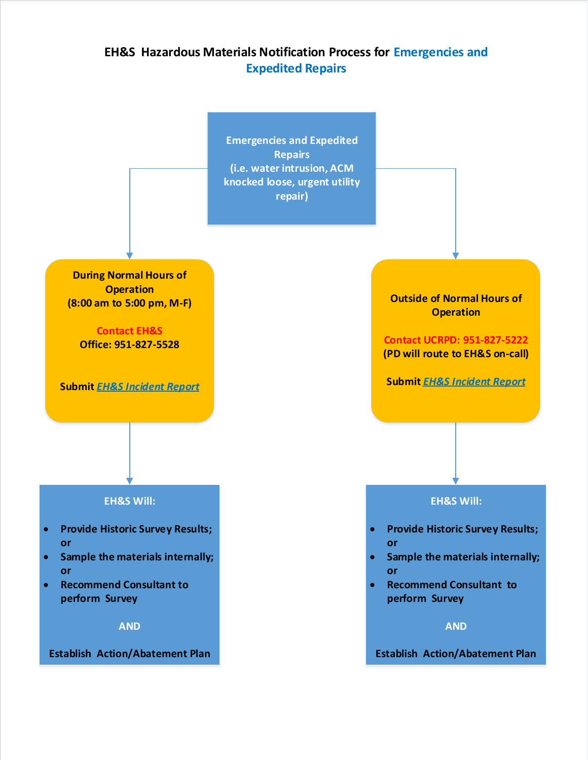# EH&S Hazardous Materials Notification Process for Emergencies and Expedited Repairs

**Emergencies and Expedited Repairs**
**(i.e. water intrusion, ACM knocked loose, urgent utility repair)**

## During Normal Hours of Operation (8:00 am to 5:00 pm, M-F)

**Contact EH&S**
**Office: 951-827-5528**

**Submit *EH&S Incident Report***

**EH&S Will:**

- Provide Historic Survey Results; or
- Sample the materials internally; or
- Recommend Consultant to perform Survey

**AND**

**Establish Action/Abatement Plan**

## Outside of Normal Hours of Operation

**Contact UCRPD: 951-827-5222**
**(PD will route to EH&S on-call)**

**Submit *EH&S Incident Report***

**EH&S Will:**

- Provide Historic Survey Results; or
- Sample the materials internally; or
- Recommend Consultant to perform Survey

**AND**

**Establish Action/Abatement Plan**